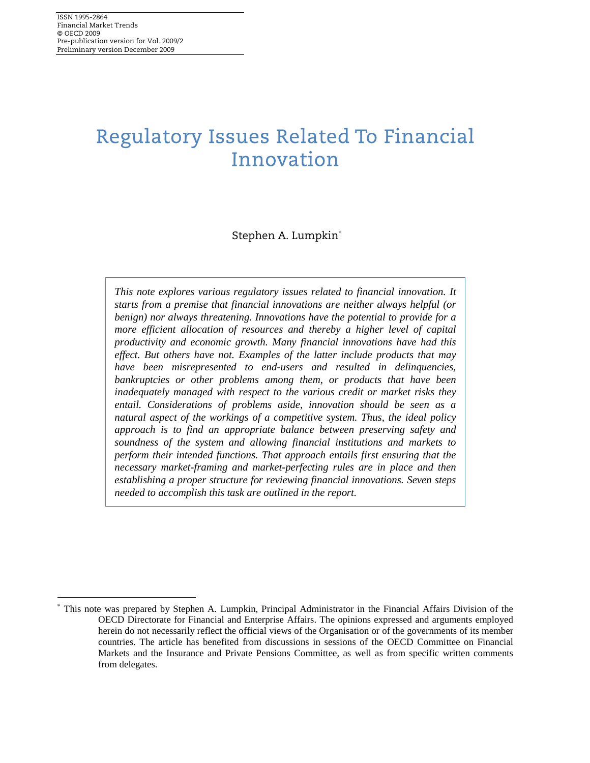ISSN 1995-2864
Financial Market Trends
© OECD 2009
Pre-publication version for Vol. 2009/2
Preliminary version December 2009

# Regulatory Issues Related To Financial Innovation

Stephen A. Lumpkin[*]

*This note explores various regulatory issues related to financial innovation. It starts from a premise that financial innovations are neither always helpful (or benign) nor always threatening. Innovations have the potential to provide for a more efficient allocation of resources and thereby a higher level of capital productivity and economic growth. Many financial innovations have had this effect. But others have not. Examples of the latter include products that may have been misrepresented to end-users and resulted in delinquencies, bankruptcies or other problems among them, or products that have been inadequately managed with respect to the various credit or market risks they entail. Considerations of problems aside, innovation should be seen as a natural aspect of the workings of a competitive system. Thus, the ideal policy approach is to find an appropriate balance between preserving safety and soundness of the system and allowing financial institutions and markets to perform their intended functions. That approach entails first ensuring that the necessary market-framing and market-perfecting rules are in place and then establishing a proper structure for reviewing financial innovations. Seven steps needed to accomplish this task are outlined in the report.*

[*] This note was prepared by Stephen A. Lumpkin, Principal Administrator in the Financial Affairs Division of the OECD Directorate for Financial and Enterprise Affairs. The opinions expressed and arguments employed herein do not necessarily reflect the official views of the Organisation or of the governments of its member countries. The article has benefited from discussions in sessions of the OECD Committee on Financial Markets and the Insurance and Private Pensions Committee, as well as from specific written comments from delegates.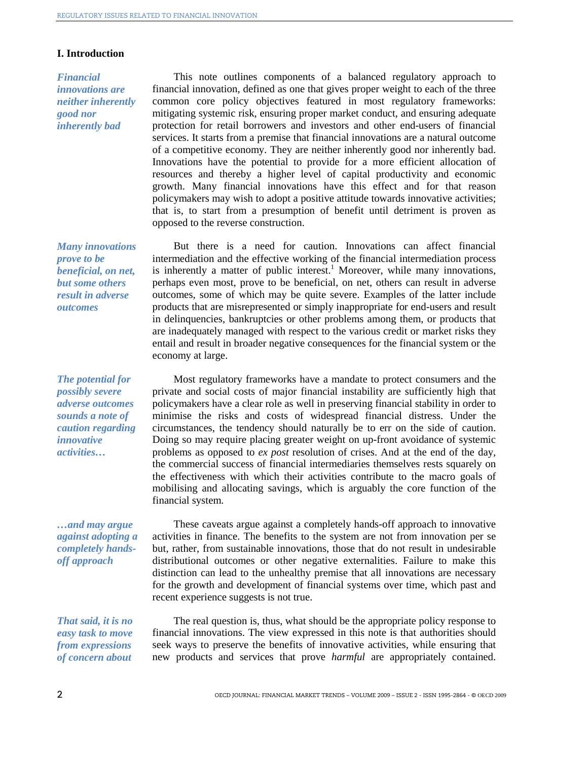## I. Introduction

*Financial innovations are neither inherently good nor inherently bad*

This note outlines components of a balanced regulatory approach to financial innovation, defined as one that gives proper weight to each of the three common core policy objectives featured in most regulatory frameworks: mitigating systemic risk, ensuring proper market conduct, and ensuring adequate protection for retail borrowers and investors and other end-users of financial services. It starts from a premise that financial innovations are a natural outcome of a competitive economy. They are neither inherently good nor inherently bad. Innovations have the potential to provide for a more efficient allocation of resources and thereby a higher level of capital productivity and economic growth. Many financial innovations have this effect and for that reason policymakers may wish to adopt a positive attitude towards innovative activities; that is, to start from a presumption of benefit until detriment is proven as opposed to the reverse construction.

*Many innovations prove to be beneficial, on net, but some others result in adverse outcomes*

But there is a need for caution. Innovations can affect financial intermediation and the effective working of the financial intermediation process is inherently a matter of public interest.[1] Moreover, while many innovations, perhaps even most, prove to be beneficial, on net, others can result in adverse outcomes, some of which may be quite severe. Examples of the latter include products that are misrepresented or simply inappropriate for end-users and result in delinquencies, bankruptcies or other problems among them, or products that are inadequately managed with respect to the various credit or market risks they entail and result in broader negative consequences for the financial system or the economy at large.

*The potential for possibly severe adverse outcomes sounds a note of caution regarding innovative activities…*

Most regulatory frameworks have a mandate to protect consumers and the private and social costs of major financial instability are sufficiently high that policymakers have a clear role as well in preserving financial stability in order to minimise the risks and costs of widespread financial distress. Under the circumstances, the tendency should naturally be to err on the side of caution. Doing so may require placing greater weight on up-front avoidance of systemic problems as opposed to *ex post* resolution of crises. And at the end of the day, the commercial success of financial intermediaries themselves rests squarely on the effectiveness with which their activities contribute to the macro goals of mobilising and allocating savings, which is arguably the core function of the financial system.

*…and may argue against adopting a completely hands-off approach*

These caveats argue against a completely hands-off approach to innovative activities in finance. The benefits to the system are not from innovation per se but, rather, from sustainable innovations, those that do not result in undesirable distributional outcomes or other negative externalities. Failure to make this distinction can lead to the unhealthy premise that all innovations are necessary for the growth and development of financial systems over time, which past and recent experience suggests is not true.

*That said, it is no easy task to move from expressions of concern about*

The real question is, thus, what should be the appropriate policy response to financial innovations. The view expressed in this note is that authorities should seek ways to preserve the benefits of innovative activities, while ensuring that new products and services that prove *harmful* are appropriately contained.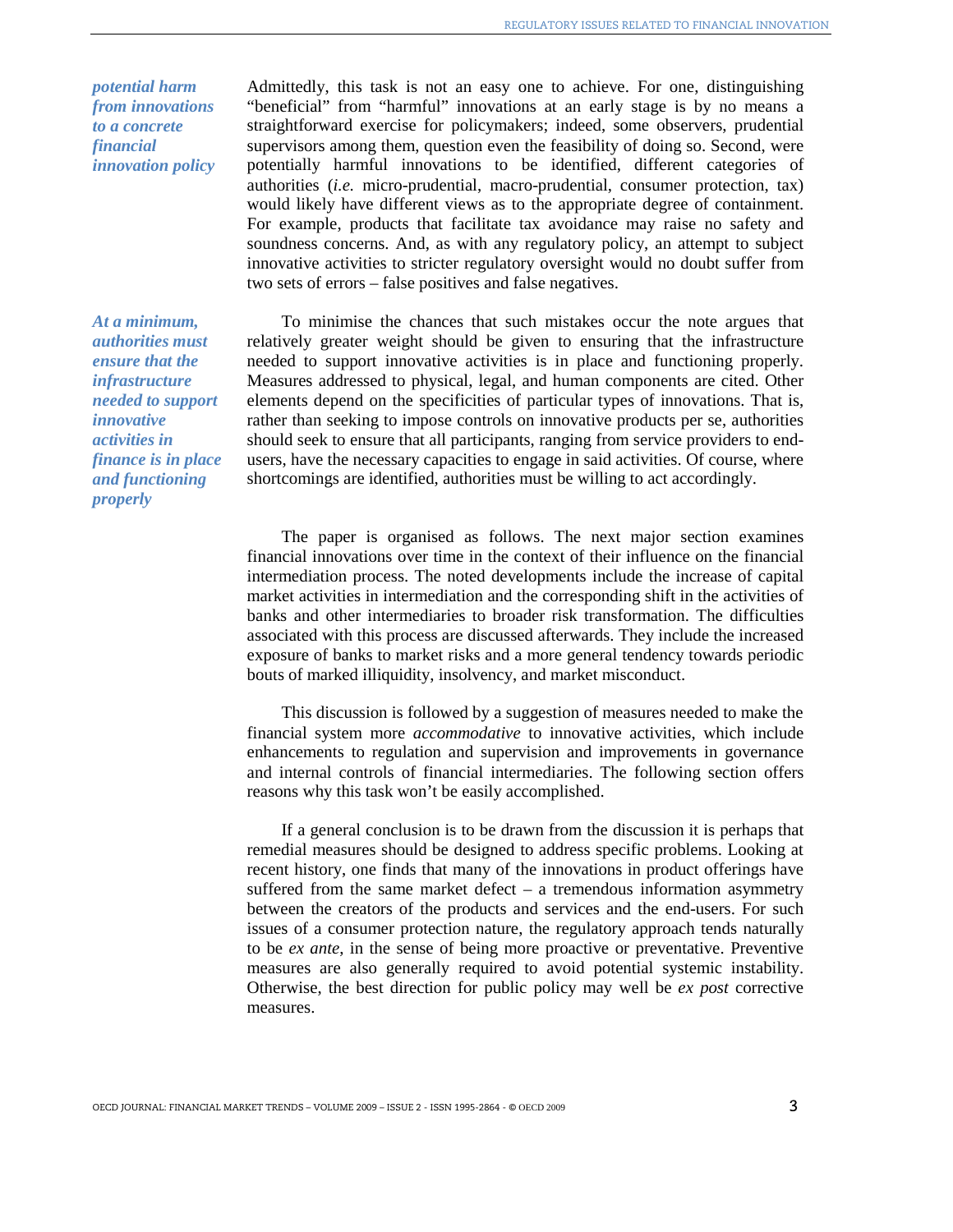*potential harm from innovations to a concrete financial innovation policy*

Admittedly, this task is not an easy one to achieve. For one, distinguishing "beneficial" from "harmful" innovations at an early stage is by no means a straightforward exercise for policymakers; indeed, some observers, prudential supervisors among them, question even the feasibility of doing so. Second, were potentially harmful innovations to be identified, different categories of authorities (*i.e.* micro-prudential, macro-prudential, consumer protection, tax) would likely have different views as to the appropriate degree of containment. For example, products that facilitate tax avoidance may raise no safety and soundness concerns. And, as with any regulatory policy, an attempt to subject innovative activities to stricter regulatory oversight would no doubt suffer from two sets of errors – false positives and false negatives.

*At a minimum, authorities must ensure that the infrastructure needed to support innovative activities in finance is in place and functioning properly*

To minimise the chances that such mistakes occur the note argues that relatively greater weight should be given to ensuring that the infrastructure needed to support innovative activities is in place and functioning properly. Measures addressed to physical, legal, and human components are cited. Other elements depend on the specificities of particular types of innovations. That is, rather than seeking to impose controls on innovative products per se, authorities should seek to ensure that all participants, ranging from service providers to end-users, have the necessary capacities to engage in said activities. Of course, where shortcomings are identified, authorities must be willing to act accordingly.

The paper is organised as follows. The next major section examines financial innovations over time in the context of their influence on the financial intermediation process. The noted developments include the increase of capital market activities in intermediation and the corresponding shift in the activities of banks and other intermediaries to broader risk transformation. The difficulties associated with this process are discussed afterwards. They include the increased exposure of banks to market risks and a more general tendency towards periodic bouts of marked illiquidity, insolvency, and market misconduct.

This discussion is followed by a suggestion of measures needed to make the financial system more *accommodative* to innovative activities, which include enhancements to regulation and supervision and improvements in governance and internal controls of financial intermediaries. The following section offers reasons why this task won't be easily accomplished.

If a general conclusion is to be drawn from the discussion it is perhaps that remedial measures should be designed to address specific problems. Looking at recent history, one finds that many of the innovations in product offerings have suffered from the same market defect – a tremendous information asymmetry between the creators of the products and services and the end-users. For such issues of a consumer protection nature, the regulatory approach tends naturally to be *ex ante*, in the sense of being more proactive or preventative. Preventive measures are also generally required to avoid potential systemic instability. Otherwise, the best direction for public policy may well be *ex post* corrective measures.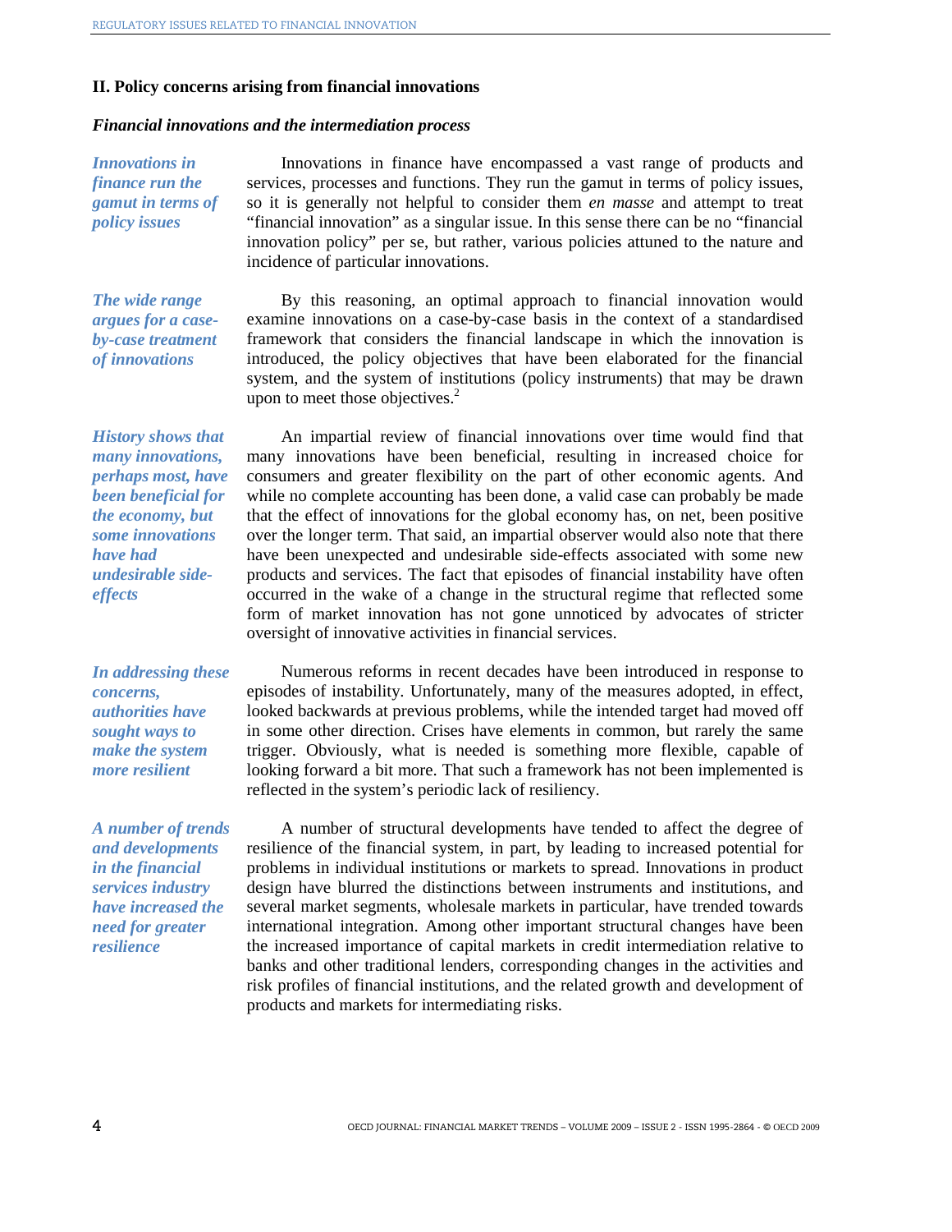## II. Policy concerns arising from financial innovations

### *Financial innovations and the intermediation process*

***Innovations in finance run the gamut in terms of policy issues***

Innovations in finance have encompassed a vast range of products and services, processes and functions. They run the gamut in terms of policy issues, so it is generally not helpful to consider them *en masse* and attempt to treat "financial innovation" as a singular issue. In this sense there can be no "financial innovation policy" per se, but rather, various policies attuned to the nature and incidence of particular innovations.

***The wide range argues for a case-by-case treatment of innovations***

By this reasoning, an optimal approach to financial innovation would examine innovations on a case-by-case basis in the context of a standardised framework that considers the financial landscape in which the innovation is introduced, the policy objectives that have been elaborated for the financial system, and the system of institutions (policy instruments) that may be drawn upon to meet those objectives.[2]

***History shows that many innovations, perhaps most, have been beneficial for the economy, but some innovations have had undesirable side-effects***

An impartial review of financial innovations over time would find that many innovations have been beneficial, resulting in increased choice for consumers and greater flexibility on the part of other economic agents. And while no complete accounting has been done, a valid case can probably be made that the effect of innovations for the global economy has, on net, been positive over the longer term. That said, an impartial observer would also note that there have been unexpected and undesirable side-effects associated with some new products and services. The fact that episodes of financial instability have often occurred in the wake of a change in the structural regime that reflected some form of market innovation has not gone unnoticed by advocates of stricter oversight of innovative activities in financial services.

***In addressing these concerns, authorities have sought ways to make the system more resilient***

Numerous reforms in recent decades have been introduced in response to episodes of instability. Unfortunately, many of the measures adopted, in effect, looked backwards at previous problems, while the intended target had moved off in some other direction. Crises have elements in common, but rarely the same trigger. Obviously, what is needed is something more flexible, capable of looking forward a bit more. That such a framework has not been implemented is reflected in the system's periodic lack of resiliency.

***A number of trends and developments in the financial services industry have increased the need for greater resilience***

A number of structural developments have tended to affect the degree of resilience of the financial system, in part, by leading to increased potential for problems in individual institutions or markets to spread. Innovations in product design have blurred the distinctions between instruments and institutions, and several market segments, wholesale markets in particular, have trended towards international integration. Among other important structural changes have been the increased importance of capital markets in credit intermediation relative to banks and other traditional lenders, corresponding changes in the activities and risk profiles of financial institutions, and the related growth and development of products and markets for intermediating risks.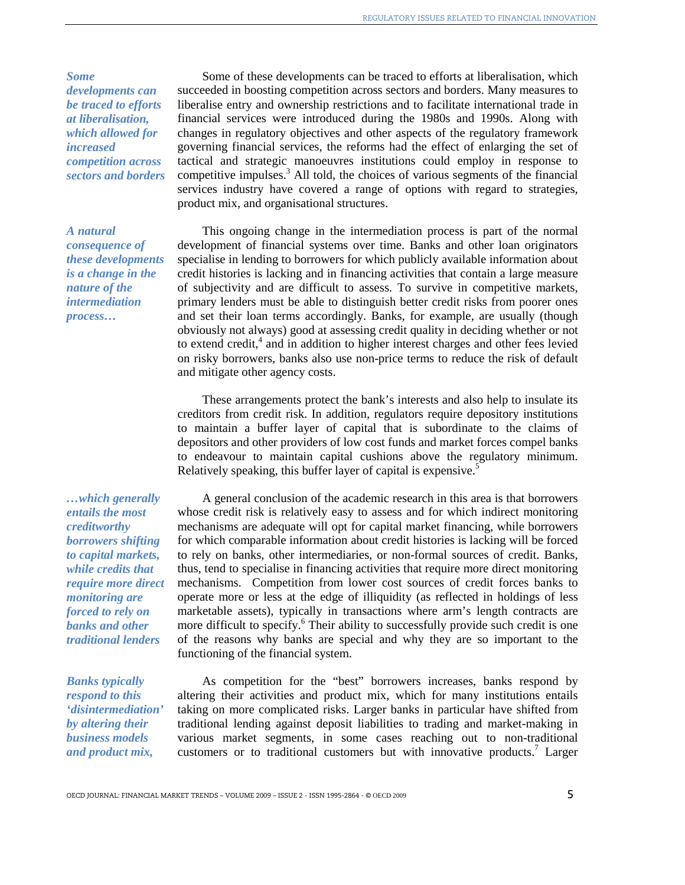*Some developments can be traced to efforts at liberalisation, which allowed for increased competition across sectors and borders*

Some of these developments can be traced to efforts at liberalisation, which succeeded in boosting competition across sectors and borders. Many measures to liberalise entry and ownership restrictions and to facilitate international trade in financial services were introduced during the 1980s and 1990s. Along with changes in regulatory objectives and other aspects of the regulatory framework governing financial services, the reforms had the effect of enlarging the set of tactical and strategic manoeuvres institutions could employ in response to competitive impulses.[3] All told, the choices of various segments of the financial services industry have covered a range of options with regard to strategies, product mix, and organisational structures.

*A natural consequence of these developments is a change in the nature of the intermediation process…*

This ongoing change in the intermediation process is part of the normal development of financial systems over time. Banks and other loan originators specialise in lending to borrowers for which publicly available information about credit histories is lacking and in financing activities that contain a large measure of subjectivity and are difficult to assess. To survive in competitive markets, primary lenders must be able to distinguish better credit risks from poorer ones and set their loan terms accordingly. Banks, for example, are usually (though obviously not always) good at assessing credit quality in deciding whether or not to extend credit,[4] and in addition to higher interest charges and other fees levied on risky borrowers, banks also use non-price terms to reduce the risk of default and mitigate other agency costs.

These arrangements protect the bank's interests and also help to insulate its creditors from credit risk. In addition, regulators require depository institutions to maintain a buffer layer of capital that is subordinate to the claims of depositors and other providers of low cost funds and market forces compel banks to endeavour to maintain capital cushions above the regulatory minimum. Relatively speaking, this buffer layer of capital is expensive.[5]

*…which generally entails the most creditworthy borrowers shifting to capital markets, while credits that require more direct monitoring are forced to rely on banks and other traditional lenders*

A general conclusion of the academic research in this area is that borrowers whose credit risk is relatively easy to assess and for which indirect monitoring mechanisms are adequate will opt for capital market financing, while borrowers for which comparable information about credit histories is lacking will be forced to rely on banks, other intermediaries, or non-formal sources of credit. Banks, thus, tend to specialise in financing activities that require more direct monitoring mechanisms. Competition from lower cost sources of credit forces banks to operate more or less at the edge of illiquidity (as reflected in holdings of less marketable assets), typically in transactions where arm's length contracts are more difficult to specify.[6] Their ability to successfully provide such credit is one of the reasons why banks are special and why they are so important to the functioning of the financial system.

*Banks typically respond to this 'disintermediation' by altering their business models and product mix,*

As competition for the "best" borrowers increases, banks respond by altering their activities and product mix, which for many institutions entails taking on more complicated risks. Larger banks in particular have shifted from traditional lending against deposit liabilities to trading and market-making in various market segments, in some cases reaching out to non-traditional customers or to traditional customers but with innovative products.[7] Larger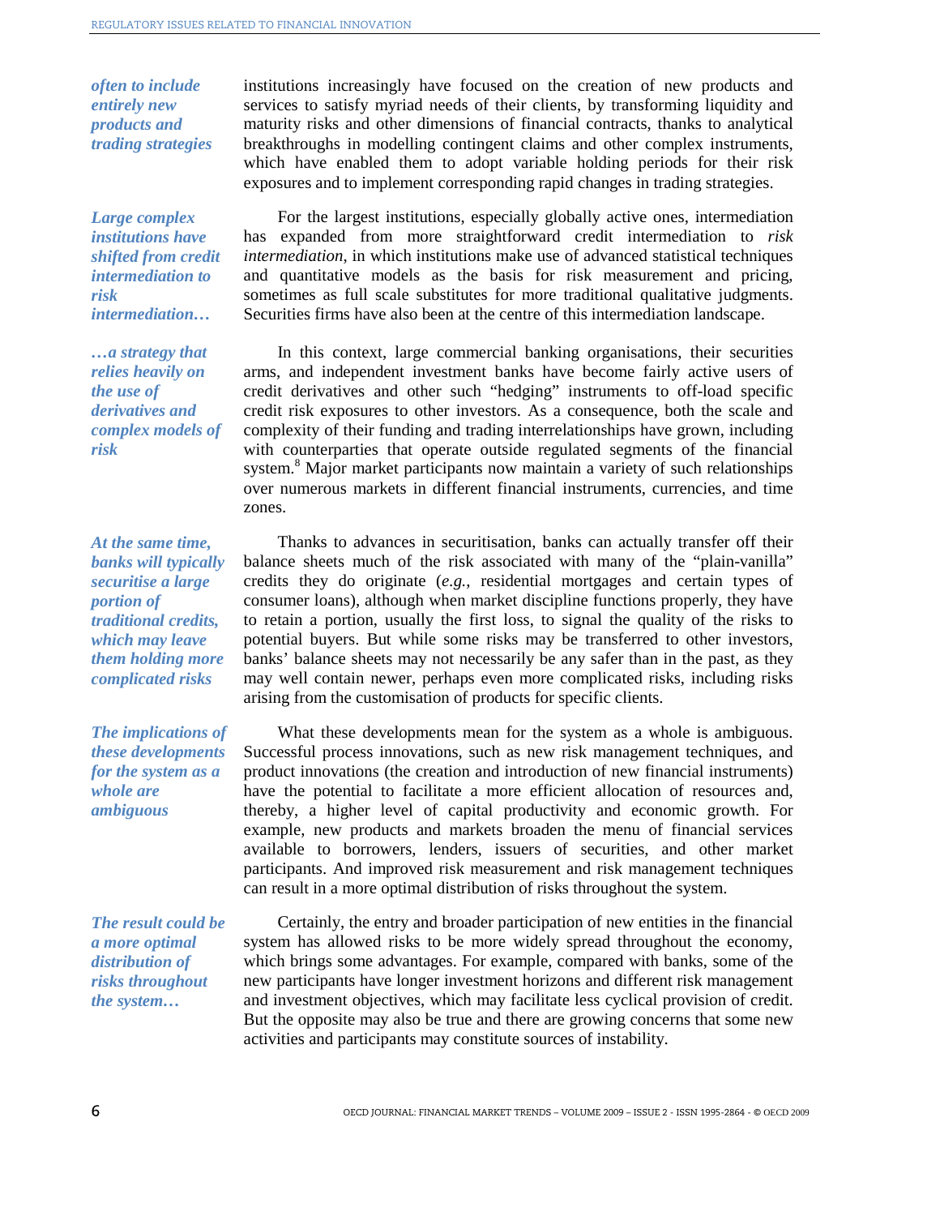*often to include entirely new products and trading strategies*

institutions increasingly have focused on the creation of new products and services to satisfy myriad needs of their clients, by transforming liquidity and maturity risks and other dimensions of financial contracts, thanks to analytical breakthroughs in modelling contingent claims and other complex instruments, which have enabled them to adopt variable holding periods for their risk exposures and to implement corresponding rapid changes in trading strategies.

*Large complex institutions have shifted from credit intermediation to risk intermediation…*

For the largest institutions, especially globally active ones, intermediation has expanded from more straightforward credit intermediation to *risk intermediation*, in which institutions make use of advanced statistical techniques and quantitative models as the basis for risk measurement and pricing, sometimes as full scale substitutes for more traditional qualitative judgments. Securities firms have also been at the centre of this intermediation landscape.

*…a strategy that relies heavily on the use of derivatives and complex models of risk*

In this context, large commercial banking organisations, their securities arms, and independent investment banks have become fairly active users of credit derivatives and other such "hedging" instruments to off-load specific credit risk exposures to other investors. As a consequence, both the scale and complexity of their funding and trading interrelationships have grown, including with counterparties that operate outside regulated segments of the financial system.[8] Major market participants now maintain a variety of such relationships over numerous markets in different financial instruments, currencies, and time zones.

*At the same time, banks will typically securitise a large portion of traditional credits, which may leave them holding more complicated risks*

Thanks to advances in securitisation, banks can actually transfer off their balance sheets much of the risk associated with many of the "plain-vanilla" credits they do originate (*e.g.*, residential mortgages and certain types of consumer loans), although when market discipline functions properly, they have to retain a portion, usually the first loss, to signal the quality of the risks to potential buyers. But while some risks may be transferred to other investors, banks' balance sheets may not necessarily be any safer than in the past, as they may well contain newer, perhaps even more complicated risks, including risks arising from the customisation of products for specific clients.

*The implications of these developments for the system as a whole are ambiguous*

What these developments mean for the system as a whole is ambiguous. Successful process innovations, such as new risk management techniques, and product innovations (the creation and introduction of new financial instruments) have the potential to facilitate a more efficient allocation of resources and, thereby, a higher level of capital productivity and economic growth. For example, new products and markets broaden the menu of financial services available to borrowers, lenders, issuers of securities, and other market participants. And improved risk measurement and risk management techniques can result in a more optimal distribution of risks throughout the system.

*The result could be a more optimal distribution of risks throughout the system…*

Certainly, the entry and broader participation of new entities in the financial system has allowed risks to be more widely spread throughout the economy, which brings some advantages. For example, compared with banks, some of the new participants have longer investment horizons and different risk management and investment objectives, which may facilitate less cyclical provision of credit. But the opposite may also be true and there are growing concerns that some new activities and participants may constitute sources of instability.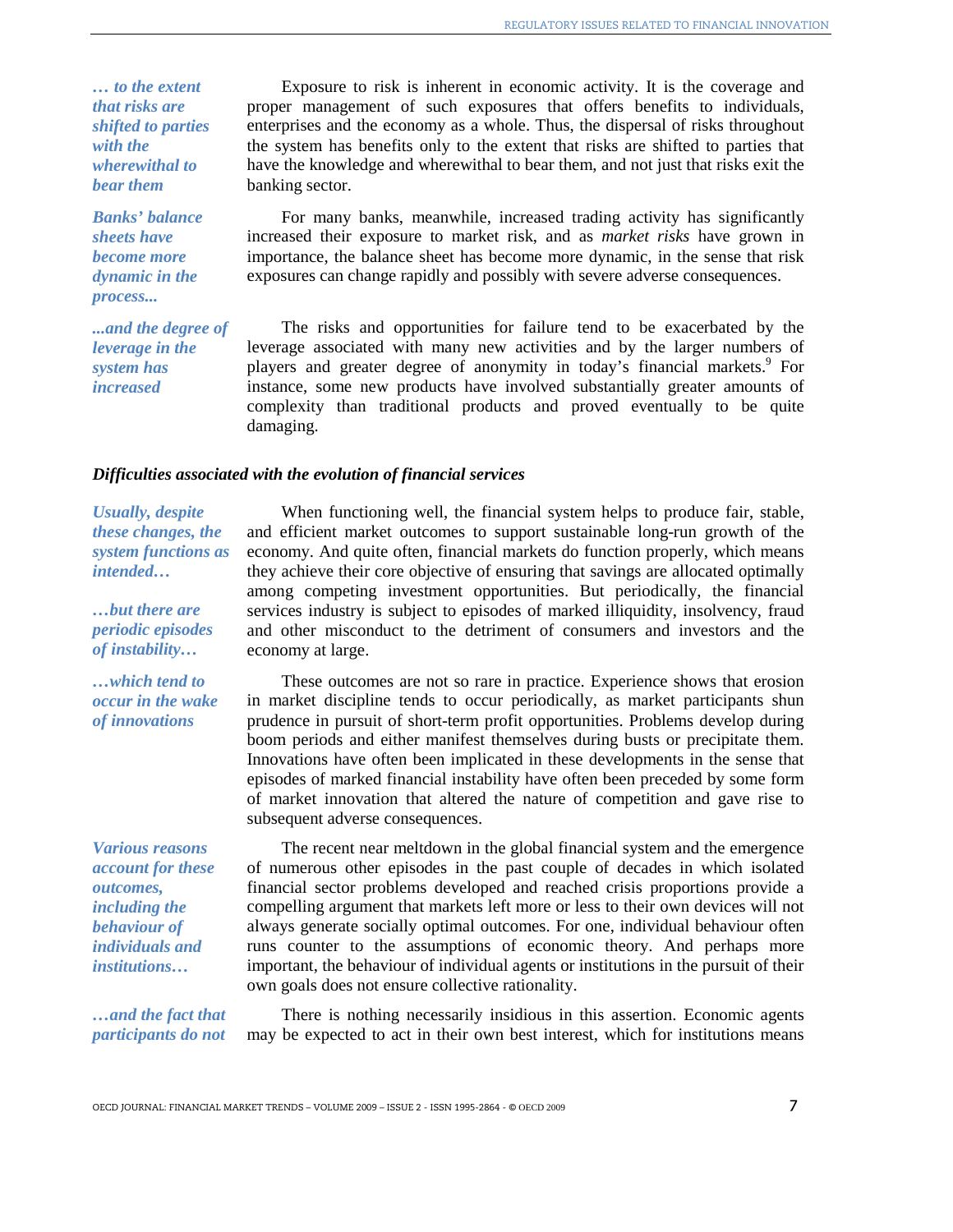*… to the extent that risks are shifted to parties with the wherewithal to bear them*

Exposure to risk is inherent in economic activity. It is the coverage and proper management of such exposures that offers benefits to individuals, enterprises and the economy as a whole. Thus, the dispersal of risks throughout the system has benefits only to the extent that risks are shifted to parties that have the knowledge and wherewithal to bear them, and not just that risks exit the banking sector.

*Banks' balance sheets have become more dynamic in the process...*

For many banks, meanwhile, increased trading activity has significantly increased their exposure to market risk, and as *market risks* have grown in importance, the balance sheet has become more dynamic, in the sense that risk exposures can change rapidly and possibly with severe adverse consequences.

*...and the degree of leverage in the system has increased*

The risks and opportunities for failure tend to be exacerbated by the leverage associated with many new activities and by the larger numbers of players and greater degree of anonymity in today's financial markets.[9] For instance, some new products have involved substantially greater amounts of complexity than traditional products and proved eventually to be quite damaging.

### *Difficulties associated with the evolution of financial services*

*Usually, despite these changes, the system functions as intended…*

*…but there are periodic episodes of instability…*

When functioning well, the financial system helps to produce fair, stable, and efficient market outcomes to support sustainable long-run growth of the economy. And quite often, financial markets do function properly, which means they achieve their core objective of ensuring that savings are allocated optimally among competing investment opportunities. But periodically, the financial services industry is subject to episodes of marked illiquidity, insolvency, fraud and other misconduct to the detriment of consumers and investors and the economy at large.

*…which tend to occur in the wake of innovations*

These outcomes are not so rare in practice. Experience shows that erosion in market discipline tends to occur periodically, as market participants shun prudence in pursuit of short-term profit opportunities. Problems develop during boom periods and either manifest themselves during busts or precipitate them. Innovations have often been implicated in these developments in the sense that episodes of marked financial instability have often been preceded by some form of market innovation that altered the nature of competition and gave rise to subsequent adverse consequences.

*Various reasons account for these outcomes, including the behaviour of individuals and institutions…*

The recent near meltdown in the global financial system and the emergence of numerous other episodes in the past couple of decades in which isolated financial sector problems developed and reached crisis proportions provide a compelling argument that markets left more or less to their own devices will not always generate socially optimal outcomes. For one, individual behaviour often runs counter to the assumptions of economic theory. And perhaps more important, the behaviour of individual agents or institutions in the pursuit of their own goals does not ensure collective rationality.

*…and the fact that participants do not*

There is nothing necessarily insidious in this assertion. Economic agents may be expected to act in their own best interest, which for institutions means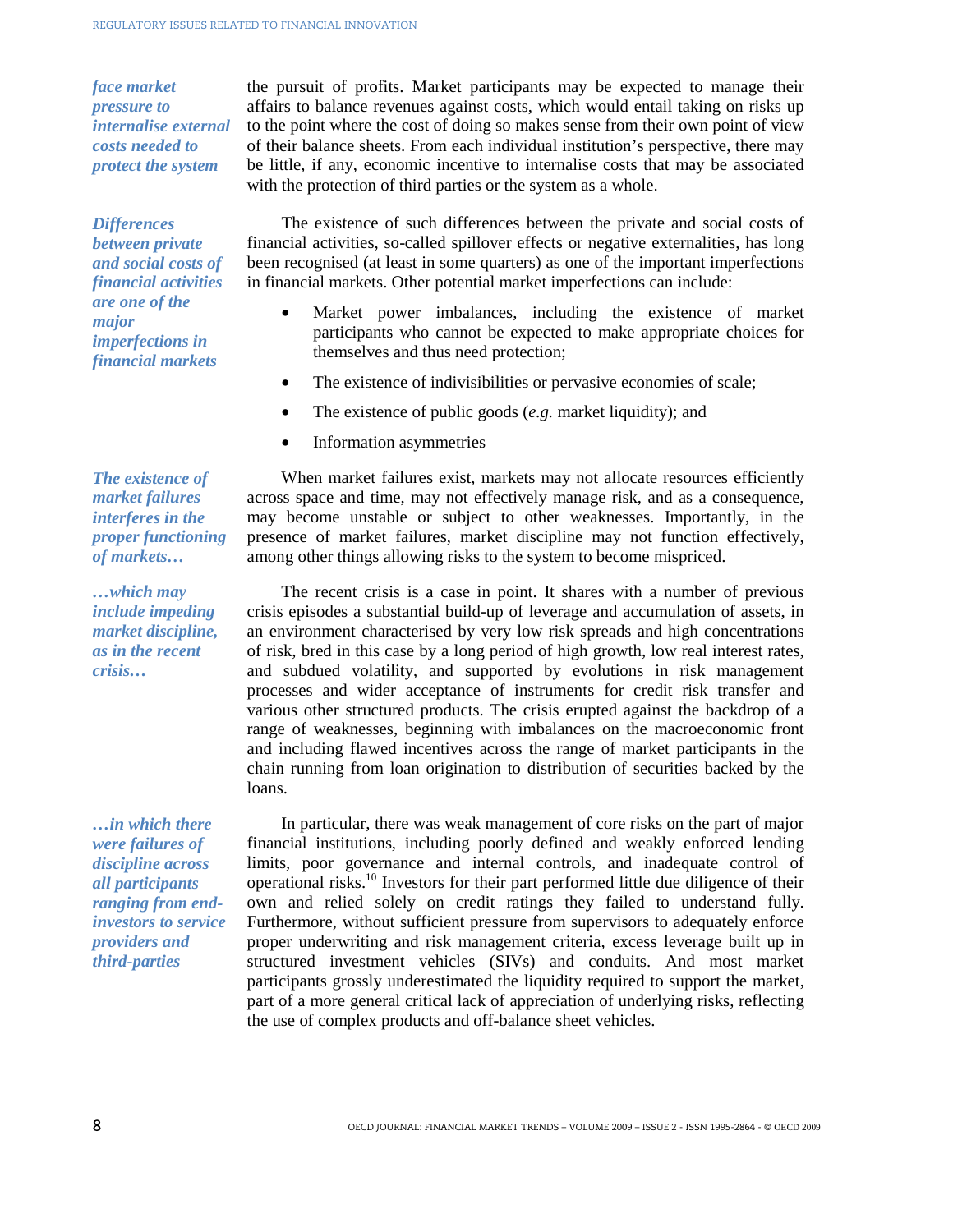*face market pressure to internalise external costs needed to protect the system*

the pursuit of profits. Market participants may be expected to manage their affairs to balance revenues against costs, which would entail taking on risks up to the point where the cost of doing so makes sense from their own point of view of their balance sheets. From each individual institution's perspective, there may be little, if any, economic incentive to internalise costs that may be associated with the protection of third parties or the system as a whole.

*Differences between private and social costs of financial activities are one of the major imperfections in financial markets*

The existence of such differences between the private and social costs of financial activities, so-called spillover effects or negative externalities, has long been recognised (at least in some quarters) as one of the important imperfections in financial markets. Other potential market imperfections can include:

- Market power imbalances, including the existence of market participants who cannot be expected to make appropriate choices for themselves and thus need protection;
- The existence of indivisibilities or pervasive economies of scale;
- The existence of public goods (*e.g.* market liquidity); and
- Information asymmetries

*The existence of market failures interferes in the proper functioning of markets…*

When market failures exist, markets may not allocate resources efficiently across space and time, may not effectively manage risk, and as a consequence, may become unstable or subject to other weaknesses. Importantly, in the presence of market failures, market discipline may not function effectively, among other things allowing risks to the system to become mispriced.

*…which may include impeding market discipline, as in the recent crisis…*

The recent crisis is a case in point. It shares with a number of previous crisis episodes a substantial build-up of leverage and accumulation of assets, in an environment characterised by very low risk spreads and high concentrations of risk, bred in this case by a long period of high growth, low real interest rates, and subdued volatility, and supported by evolutions in risk management processes and wider acceptance of instruments for credit risk transfer and various other structured products. The crisis erupted against the backdrop of a range of weaknesses, beginning with imbalances on the macroeconomic front and including flawed incentives across the range of market participants in the chain running from loan origination to distribution of securities backed by the loans.

*…in which there were failures of discipline across all participants ranging from end-investors to service providers and third-parties*

In particular, there was weak management of core risks on the part of major financial institutions, including poorly defined and weakly enforced lending limits, poor governance and internal controls, and inadequate control of operational risks.[10] Investors for their part performed little due diligence of their own and relied solely on credit ratings they failed to understand fully. Furthermore, without sufficient pressure from supervisors to adequately enforce proper underwriting and risk management criteria, excess leverage built up in structured investment vehicles (SIVs) and conduits. And most market participants grossly underestimated the liquidity required to support the market, part of a more general critical lack of appreciation of underlying risks, reflecting the use of complex products and off-balance sheet vehicles.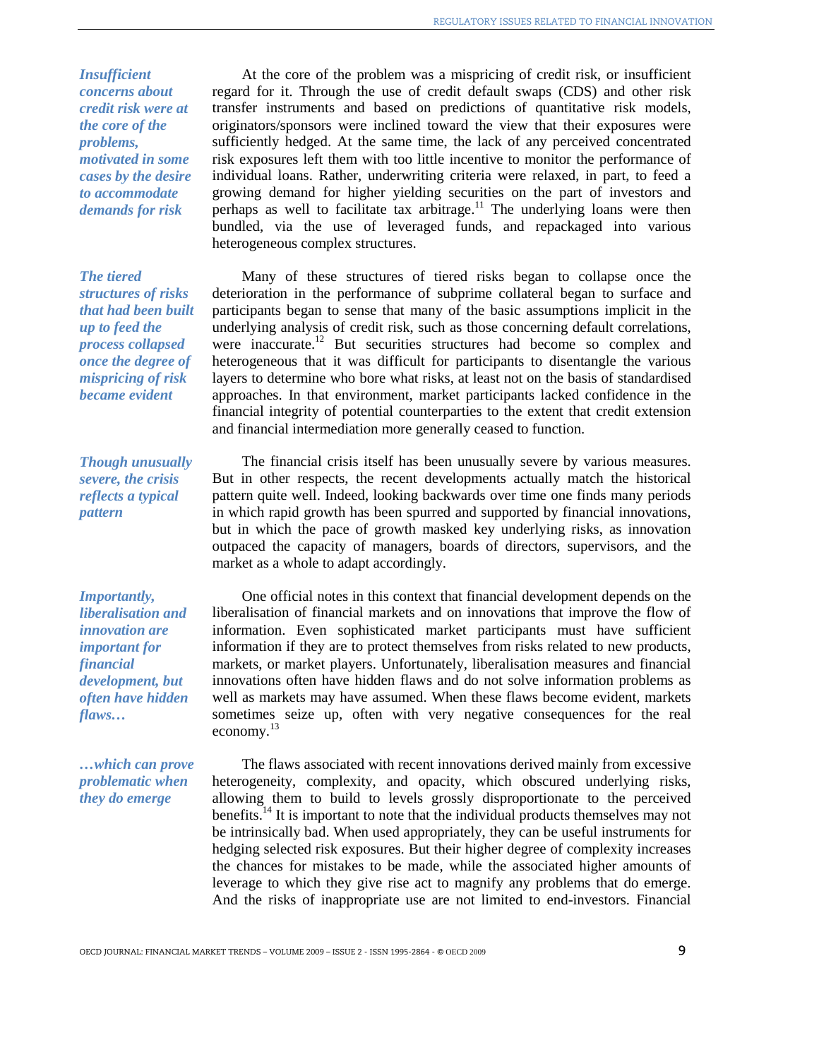*Insufficient concerns about credit risk were at the core of the problems, motivated in some cases by the desire to accommodate demands for risk*

At the core of the problem was a mispricing of credit risk, or insufficient regard for it. Through the use of credit default swaps (CDS) and other risk transfer instruments and based on predictions of quantitative risk models, originators/sponsors were inclined toward the view that their exposures were sufficiently hedged. At the same time, the lack of any perceived concentrated risk exposures left them with too little incentive to monitor the performance of individual loans. Rather, underwriting criteria were relaxed, in part, to feed a growing demand for higher yielding securities on the part of investors and perhaps as well to facilitate tax arbitrage.[11] The underlying loans were then bundled, via the use of leveraged funds, and repackaged into various heterogeneous complex structures.

*The tiered structures of risks that had been built up to feed the process collapsed once the degree of mispricing of risk became evident*

Many of these structures of tiered risks began to collapse once the deterioration in the performance of subprime collateral began to surface and participants began to sense that many of the basic assumptions implicit in the underlying analysis of credit risk, such as those concerning default correlations, were inaccurate.[12] But securities structures had become so complex and heterogeneous that it was difficult for participants to disentangle the various layers to determine who bore what risks, at least not on the basis of standardised approaches. In that environment, market participants lacked confidence in the financial integrity of potential counterparties to the extent that credit extension and financial intermediation more generally ceased to function.

*Though unusually severe, the crisis reflects a typical pattern*

The financial crisis itself has been unusually severe by various measures. But in other respects, the recent developments actually match the historical pattern quite well. Indeed, looking backwards over time one finds many periods in which rapid growth has been spurred and supported by financial innovations, but in which the pace of growth masked key underlying risks, as innovation outpaced the capacity of managers, boards of directors, supervisors, and the market as a whole to adapt accordingly.

*Importantly, liberalisation and innovation are important for financial development, but often have hidden flaws…*

One official notes in this context that financial development depends on the liberalisation of financial markets and on innovations that improve the flow of information. Even sophisticated market participants must have sufficient information if they are to protect themselves from risks related to new products, markets, or market players. Unfortunately, liberalisation measures and financial innovations often have hidden flaws and do not solve information problems as well as markets may have assumed. When these flaws become evident, markets sometimes seize up, often with very negative consequences for the real economy.[13]

*…which can prove problematic when they do emerge*

The flaws associated with recent innovations derived mainly from excessive heterogeneity, complexity, and opacity, which obscured underlying risks, allowing them to build to levels grossly disproportionate to the perceived benefits.[14] It is important to note that the individual products themselves may not be intrinsically bad. When used appropriately, they can be useful instruments for hedging selected risk exposures. But their higher degree of complexity increases the chances for mistakes to be made, while the associated higher amounts of leverage to which they give rise act to magnify any problems that do emerge. And the risks of inappropriate use are not limited to end-investors. Financial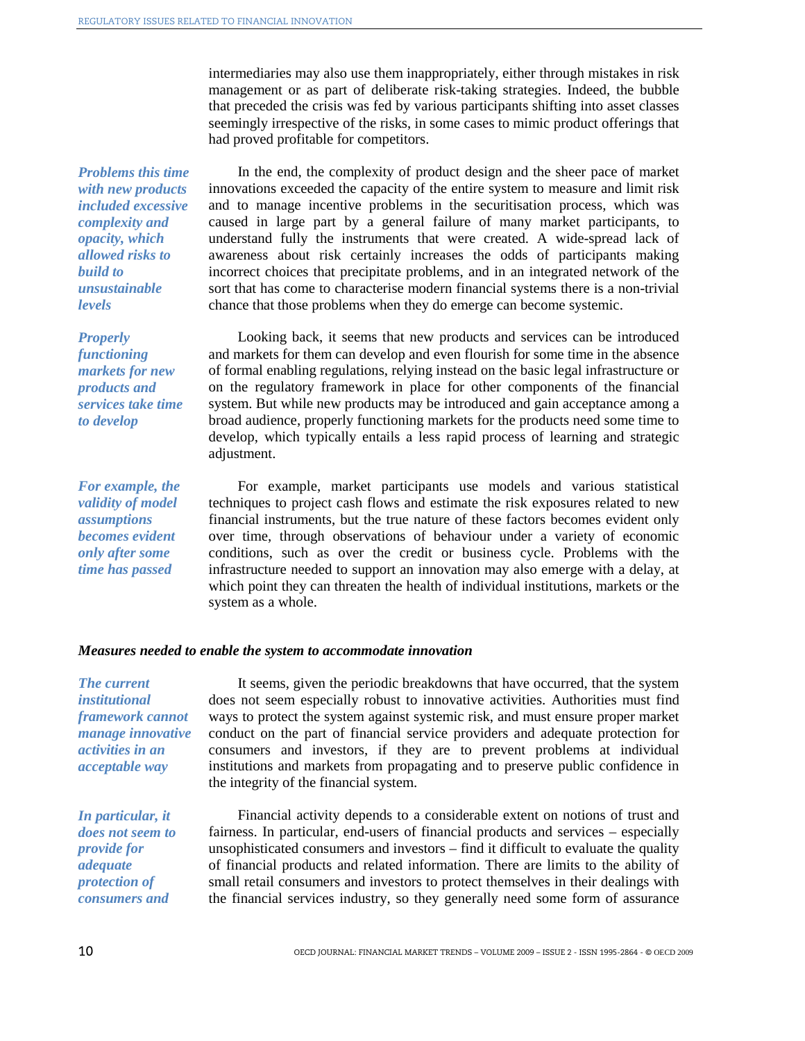intermediaries may also use them inappropriately, either through mistakes in risk management or as part of deliberate risk-taking strategies. Indeed, the bubble that preceded the crisis was fed by various participants shifting into asset classes seemingly irrespective of the risks, in some cases to mimic product offerings that had proved profitable for competitors.

*Problems this time with new products included excessive complexity and opacity, which allowed risks to build to unsustainable levels*

In the end, the complexity of product design and the sheer pace of market innovations exceeded the capacity of the entire system to measure and limit risk and to manage incentive problems in the securitisation process, which was caused in large part by a general failure of many market participants, to understand fully the instruments that were created. A wide-spread lack of awareness about risk certainly increases the odds of participants making incorrect choices that precipitate problems, and in an integrated network of the sort that has come to characterise modern financial systems there is a non-trivial chance that those problems when they do emerge can become systemic.

*Properly functioning markets for new products and services take time to develop*

Looking back, it seems that new products and services can be introduced and markets for them can develop and even flourish for some time in the absence of formal enabling regulations, relying instead on the basic legal infrastructure or on the regulatory framework in place for other components of the financial system. But while new products may be introduced and gain acceptance among a broad audience, properly functioning markets for the products need some time to develop, which typically entails a less rapid process of learning and strategic adjustment.

*For example, the validity of model assumptions becomes evident only after some time has passed*

For example, market participants use models and various statistical techniques to project cash flows and estimate the risk exposures related to new financial instruments, but the true nature of these factors becomes evident only over time, through observations of behaviour under a variety of economic conditions, such as over the credit or business cycle. Problems with the infrastructure needed to support an innovation may also emerge with a delay, at which point they can threaten the health of individual institutions, markets or the system as a whole.

### *Measures needed to enable the system to accommodate innovation*

*The current institutional framework cannot manage innovative activities in an acceptable way*

It seems, given the periodic breakdowns that have occurred, that the system does not seem especially robust to innovative activities. Authorities must find ways to protect the system against systemic risk, and must ensure proper market conduct on the part of financial service providers and adequate protection for consumers and investors, if they are to prevent problems at individual institutions and markets from propagating and to preserve public confidence in the integrity of the financial system.

*In particular, it does not seem to provide for adequate protection of consumers and*

Financial activity depends to a considerable extent on notions of trust and fairness. In particular, end-users of financial products and services – especially unsophisticated consumers and investors – find it difficult to evaluate the quality of financial products and related information. There are limits to the ability of small retail consumers and investors to protect themselves in their dealings with the financial services industry, so they generally need some form of assurance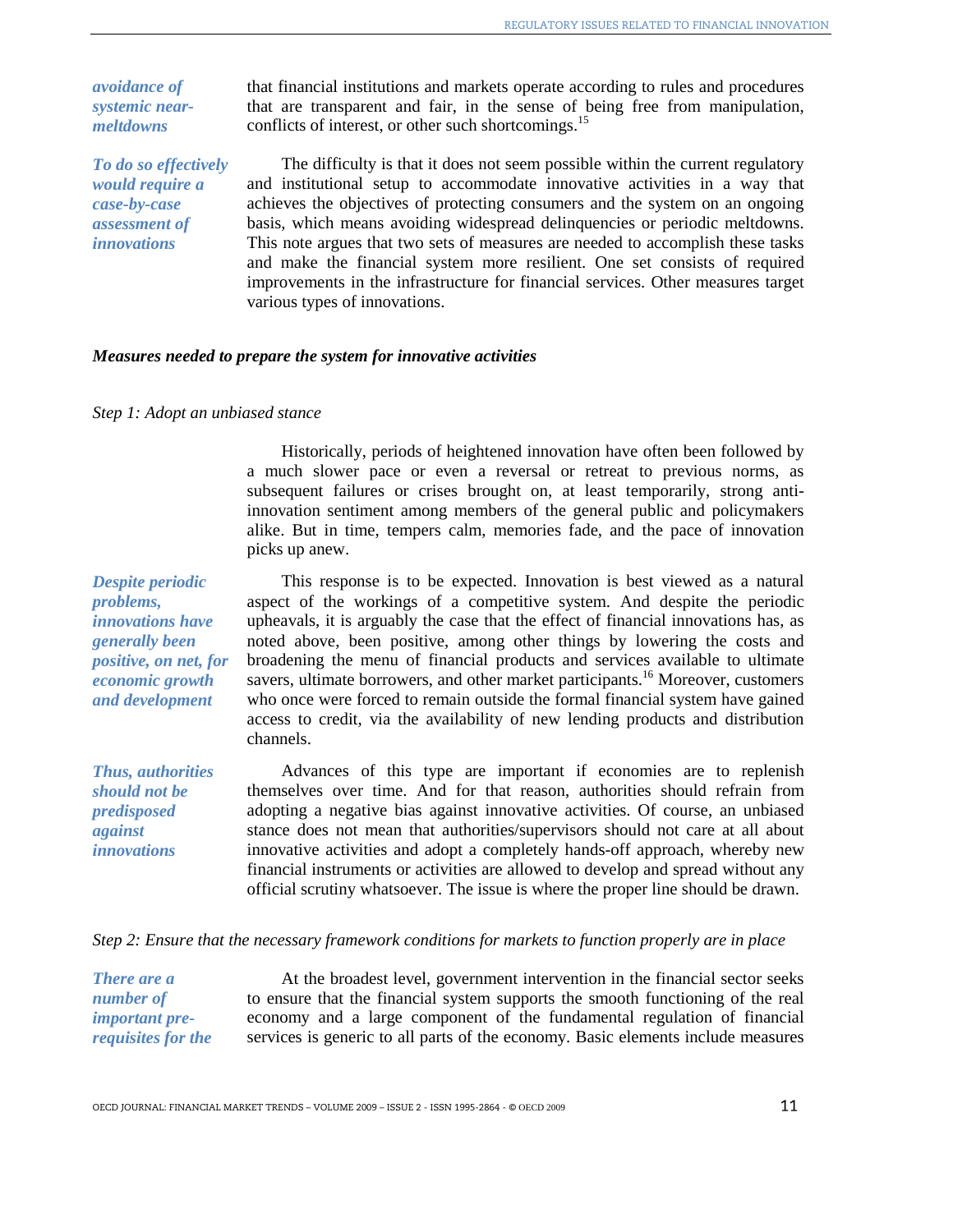*avoidance of systemic near-meltdowns*

that financial institutions and markets operate according to rules and procedures that are transparent and fair, in the sense of being free from manipulation, conflicts of interest, or other such shortcomings.[15]

*To do so effectively would require a case-by-case assessment of innovations*

The difficulty is that it does not seem possible within the current regulatory and institutional setup to accommodate innovative activities in a way that achieves the objectives of protecting consumers and the system on an ongoing basis, which means avoiding widespread delinquencies or periodic meltdowns. This note argues that two sets of measures are needed to accomplish these tasks and make the financial system more resilient. One set consists of required improvements in the infrastructure for financial services. Other measures target various types of innovations.

***Measures needed to prepare the system for innovative activities***

*Step 1: Adopt an unbiased stance*

Historically, periods of heightened innovation have often been followed by a much slower pace or even a reversal or retreat to previous norms, as subsequent failures or crises brought on, at least temporarily, strong anti-innovation sentiment among members of the general public and policymakers alike. But in time, tempers calm, memories fade, and the pace of innovation picks up anew.

*Despite periodic problems, innovations have generally been positive, on net, for economic growth and development*

This response is to be expected. Innovation is best viewed as a natural aspect of the workings of a competitive system. And despite the periodic upheavals, it is arguably the case that the effect of financial innovations has, as noted above, been positive, among other things by lowering the costs and broadening the menu of financial products and services available to ultimate savers, ultimate borrowers, and other market participants.[16] Moreover, customers who once were forced to remain outside the formal financial system have gained access to credit, via the availability of new lending products and distribution channels.

*Thus, authorities should not be predisposed against innovations*

Advances of this type are important if economies are to replenish themselves over time. And for that reason, authorities should refrain from adopting a negative bias against innovative activities. Of course, an unbiased stance does not mean that authorities/supervisors should not care at all about innovative activities and adopt a completely hands-off approach, whereby new financial instruments or activities are allowed to develop and spread without any official scrutiny whatsoever. The issue is where the proper line should be drawn.

*Step 2: Ensure that the necessary framework conditions for markets to function properly are in place*

*There are a number of important pre-requisites for the*

At the broadest level, government intervention in the financial sector seeks to ensure that the financial system supports the smooth functioning of the real economy and a large component of the fundamental regulation of financial services is generic to all parts of the economy. Basic elements include measures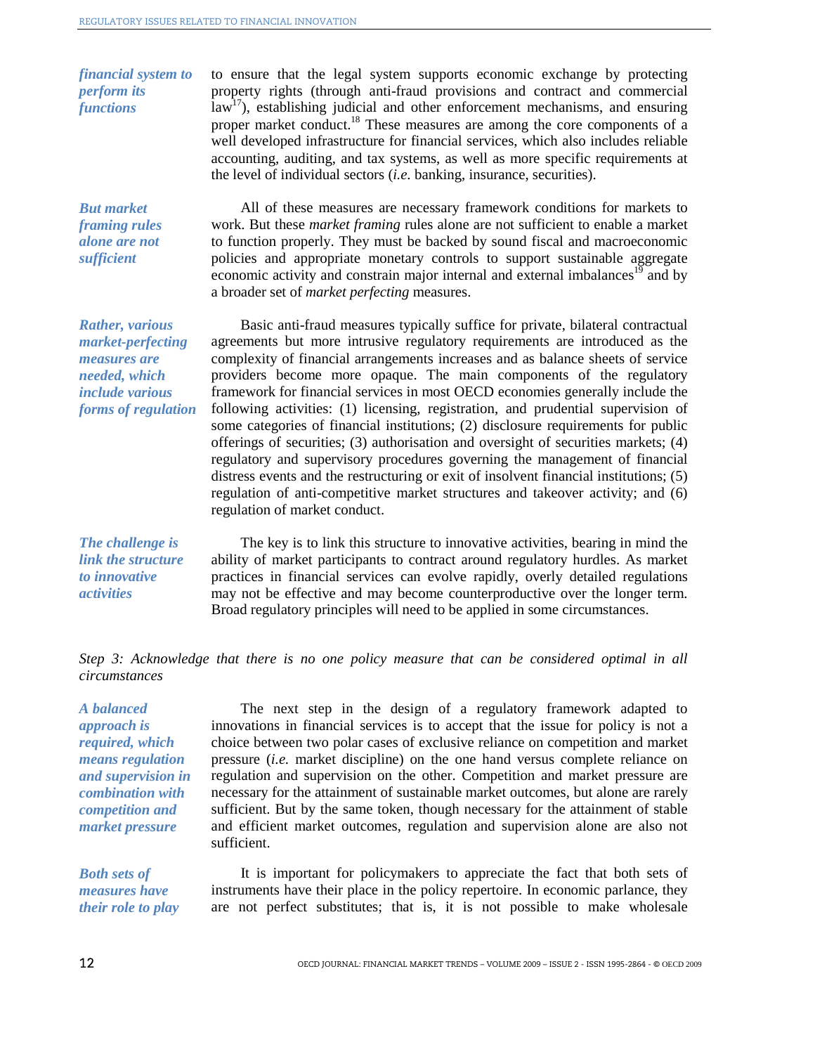*financial system to perform its functions*

to ensure that the legal system supports economic exchange by protecting property rights (through anti-fraud provisions and contract and commercial law[17]), establishing judicial and other enforcement mechanisms, and ensuring proper market conduct.[18] These measures are among the core components of a well developed infrastructure for financial services, which also includes reliable accounting, auditing, and tax systems, as well as more specific requirements at the level of individual sectors (*i.e.* banking, insurance, securities).

*But market framing rules alone are not sufficient*

All of these measures are necessary framework conditions for markets to work. But these *market framing* rules alone are not sufficient to enable a market to function properly. They must be backed by sound fiscal and macroeconomic policies and appropriate monetary controls to support sustainable aggregate economic activity and constrain major internal and external imbalances[19] and by a broader set of *market perfecting* measures.

*Rather, various market-perfecting measures are needed, which include various forms of regulation*

Basic anti-fraud measures typically suffice for private, bilateral contractual agreements but more intrusive regulatory requirements are introduced as the complexity of financial arrangements increases and as balance sheets of service providers become more opaque. The main components of the regulatory framework for financial services in most OECD economies generally include the following activities: (1) licensing, registration, and prudential supervision of some categories of financial institutions; (2) disclosure requirements for public offerings of securities; (3) authorisation and oversight of securities markets; (4) regulatory and supervisory procedures governing the management of financial distress events and the restructuring or exit of insolvent financial institutions; (5) regulation of anti-competitive market structures and takeover activity; and (6) regulation of market conduct.

*The challenge is link the structure to innovative activities*

The key is to link this structure to innovative activities, bearing in mind the ability of market participants to contract around regulatory hurdles. As market practices in financial services can evolve rapidly, overly detailed regulations may not be effective and may become counterproductive over the longer term. Broad regulatory principles will need to be applied in some circumstances.

*Step 3: Acknowledge that there is no one policy measure that can be considered optimal in all circumstances*

*A balanced approach is required, which means regulation and supervision in combination with competition and market pressure*

The next step in the design of a regulatory framework adapted to innovations in financial services is to accept that the issue for policy is not a choice between two polar cases of exclusive reliance on competition and market pressure (*i.e.* market discipline) on the one hand versus complete reliance on regulation and supervision on the other. Competition and market pressure are necessary for the attainment of sustainable market outcomes, but alone are rarely sufficient. But by the same token, though necessary for the attainment of stable and efficient market outcomes, regulation and supervision alone are also not sufficient.

*Both sets of measures have their role to play*

It is important for policymakers to appreciate the fact that both sets of instruments have their place in the policy repertoire. In economic parlance, they are not perfect substitutes; that is, it is not possible to make wholesale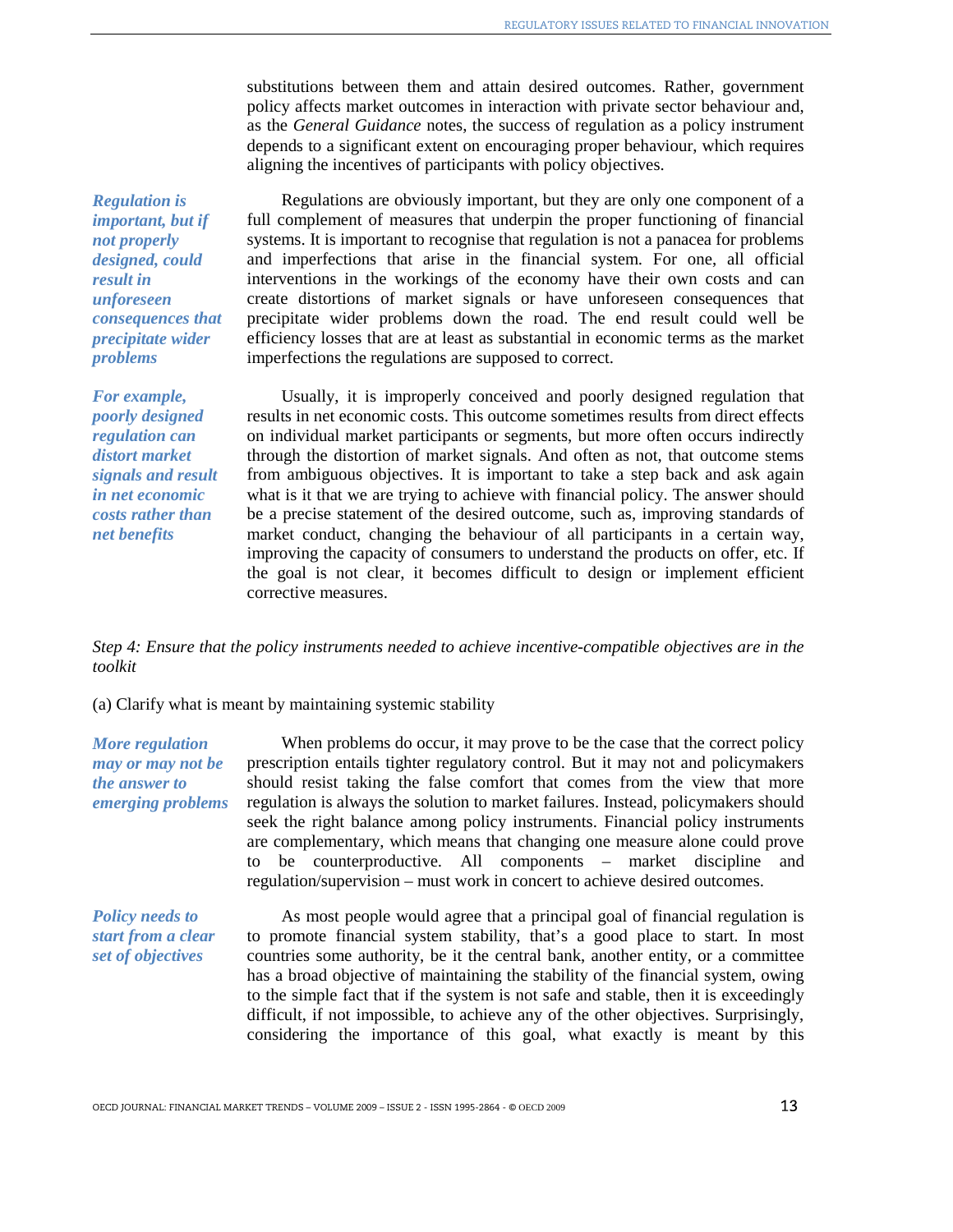substitutions between them and attain desired outcomes. Rather, government policy affects market outcomes in interaction with private sector behaviour and, as the *General Guidance* notes, the success of regulation as a policy instrument depends to a significant extent on encouraging proper behaviour, which requires aligning the incentives of participants with policy objectives.

***Regulation is important, but if not properly designed, could result in unforeseen consequences that precipitate wider problems***

Regulations are obviously important, but they are only one component of a full complement of measures that underpin the proper functioning of financial systems. It is important to recognise that regulation is not a panacea for problems and imperfections that arise in the financial system. For one, all official interventions in the workings of the economy have their own costs and can create distortions of market signals or have unforeseen consequences that precipitate wider problems down the road. The end result could well be efficiency losses that are at least as substantial in economic terms as the market imperfections the regulations are supposed to correct.

***For example, poorly designed regulation can distort market signals and result in net economic costs rather than net benefits***

Usually, it is improperly conceived and poorly designed regulation that results in net economic costs. This outcome sometimes results from direct effects on individual market participants or segments, but more often occurs indirectly through the distortion of market signals. And often as not, that outcome stems from ambiguous objectives. It is important to take a step back and ask again what is it that we are trying to achieve with financial policy. The answer should be a precise statement of the desired outcome, such as, improving standards of market conduct, changing the behaviour of all participants in a certain way, improving the capacity of consumers to understand the products on offer, etc. If the goal is not clear, it becomes difficult to design or implement efficient corrective measures.

*Step 4: Ensure that the policy instruments needed to achieve incentive-compatible objectives are in the toolkit*

(a) Clarify what is meant by maintaining systemic stability

***More regulation may or may not be the answer to emerging problems***

When problems do occur, it may prove to be the case that the correct policy prescription entails tighter regulatory control. But it may not and policymakers should resist taking the false comfort that comes from the view that more regulation is always the solution to market failures. Instead, policymakers should seek the right balance among policy instruments. Financial policy instruments are complementary, which means that changing one measure alone could prove to be counterproductive. All components – market discipline and regulation/supervision – must work in concert to achieve desired outcomes.

***Policy needs to start from a clear set of objectives***

As most people would agree that a principal goal of financial regulation is to promote financial system stability, that's a good place to start. In most countries some authority, be it the central bank, another entity, or a committee has a broad objective of maintaining the stability of the financial system, owing to the simple fact that if the system is not safe and stable, then it is exceedingly difficult, if not impossible, to achieve any of the other objectives. Surprisingly, considering the importance of this goal, what exactly is meant by this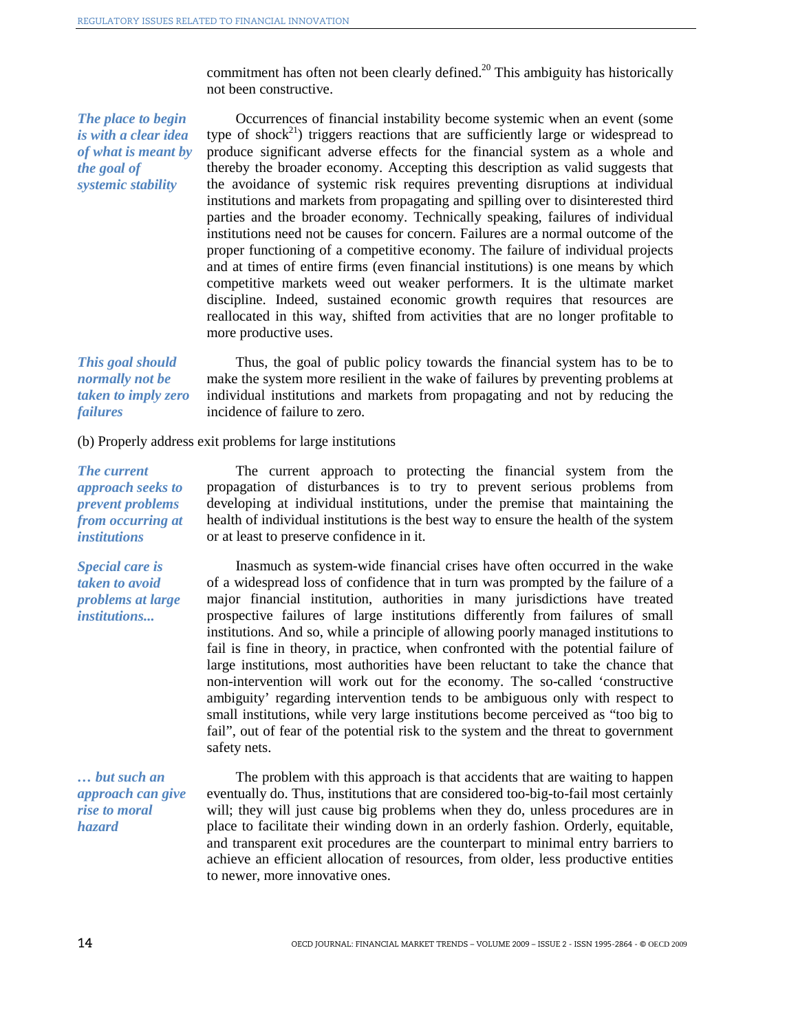commitment has often not been clearly defined.[20] This ambiguity has historically not been constructive.

***The place to begin is with a clear idea of what is meant by the goal of systemic stability***

Occurrences of financial instability become systemic when an event (some type of shock[21]) triggers reactions that are sufficiently large or widespread to produce significant adverse effects for the financial system as a whole and thereby the broader economy. Accepting this description as valid suggests that the avoidance of systemic risk requires preventing disruptions at individual institutions and markets from propagating and spilling over to disinterested third parties and the broader economy. Technically speaking, failures of individual institutions need not be causes for concern. Failures are a normal outcome of the proper functioning of a competitive economy. The failure of individual projects and at times of entire firms (even financial institutions) is one means by which competitive markets weed out weaker performers. It is the ultimate market discipline. Indeed, sustained economic growth requires that resources are reallocated in this way, shifted from activities that are no longer profitable to more productive uses.

***This goal should normally not be taken to imply zero failures***

Thus, the goal of public policy towards the financial system has to be to make the system more resilient in the wake of failures by preventing problems at individual institutions and markets from propagating and not by reducing the incidence of failure to zero.

(b) Properly address exit problems for large institutions

***The current approach seeks to prevent problems from occurring at institutions***

The current approach to protecting the financial system from the propagation of disturbances is to try to prevent serious problems from developing at individual institutions, under the premise that maintaining the health of individual institutions is the best way to ensure the health of the system or at least to preserve confidence in it.

***Special care is taken to avoid problems at large institutions...***

Inasmuch as system-wide financial crises have often occurred in the wake of a widespread loss of confidence that in turn was prompted by the failure of a major financial institution, authorities in many jurisdictions have treated prospective failures of large institutions differently from failures of small institutions. And so, while a principle of allowing poorly managed institutions to fail is fine in theory, in practice, when confronted with the potential failure of large institutions, most authorities have been reluctant to take the chance that non-intervention will work out for the economy. The so-called 'constructive ambiguity' regarding intervention tends to be ambiguous only with respect to small institutions, while very large institutions become perceived as "too big to fail", out of fear of the potential risk to the system and the threat to government safety nets.

***... but such an approach can give rise to moral hazard***

The problem with this approach is that accidents that are waiting to happen eventually do. Thus, institutions that are considered too-big-to-fail most certainly will; they will just cause big problems when they do, unless procedures are in place to facilitate their winding down in an orderly fashion. Orderly, equitable, and transparent exit procedures are the counterpart to minimal entry barriers to achieve an efficient allocation of resources, from older, less productive entities to newer, more innovative ones.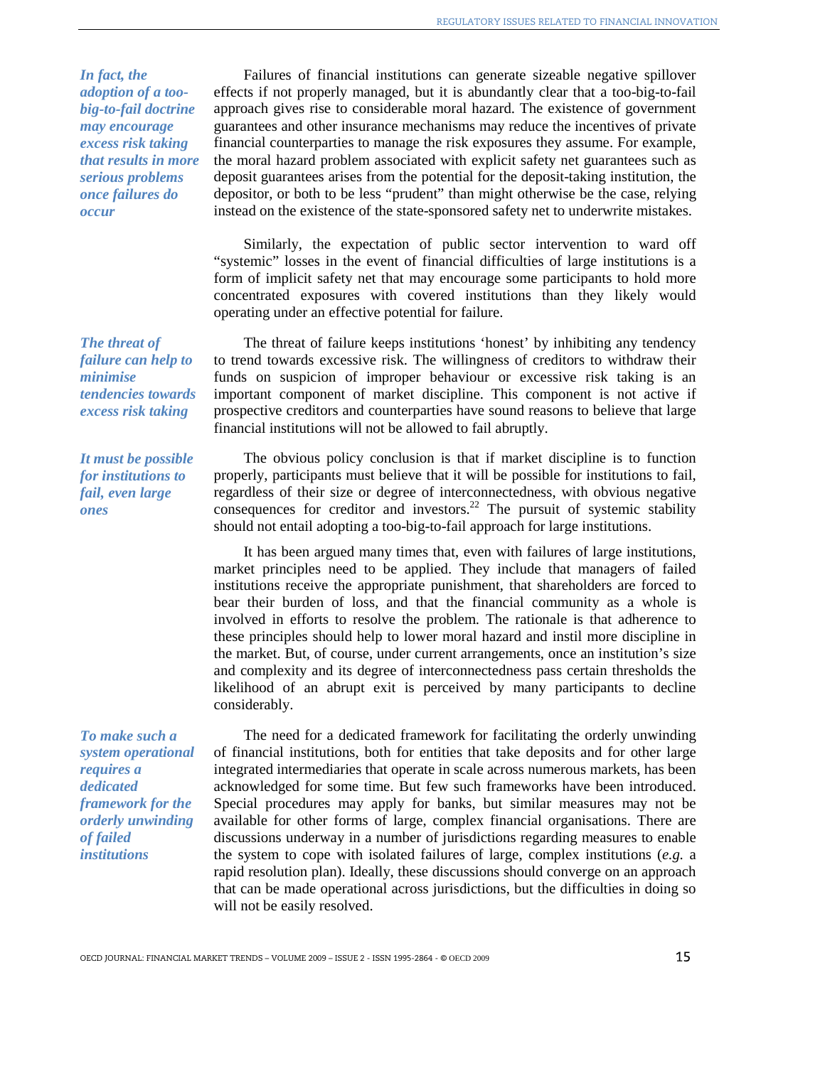*In fact, the adoption of a too-big-to-fail doctrine may encourage excess risk taking that results in more serious problems once failures do occur*

Failures of financial institutions can generate sizeable negative spillover effects if not properly managed, but it is abundantly clear that a too-big-to-fail approach gives rise to considerable moral hazard. The existence of government guarantees and other insurance mechanisms may reduce the incentives of private financial counterparties to manage the risk exposures they assume. For example, the moral hazard problem associated with explicit safety net guarantees such as deposit guarantees arises from the potential for the deposit-taking institution, the depositor, or both to be less "prudent" than might otherwise be the case, relying instead on the existence of the state-sponsored safety net to underwrite mistakes.

Similarly, the expectation of public sector intervention to ward off "systemic" losses in the event of financial difficulties of large institutions is a form of implicit safety net that may encourage some participants to hold more concentrated exposures with covered institutions than they likely would operating under an effective potential for failure.

*The threat of failure can help to minimise tendencies towards excess risk taking*

The threat of failure keeps institutions 'honest' by inhibiting any tendency to trend towards excessive risk. The willingness of creditors to withdraw their funds on suspicion of improper behaviour or excessive risk taking is an important component of market discipline. This component is not active if prospective creditors and counterparties have sound reasons to believe that large financial institutions will not be allowed to fail abruptly.

*It must be possible for institutions to fail, even large ones*

The obvious policy conclusion is that if market discipline is to function properly, participants must believe that it will be possible for institutions to fail, regardless of their size or degree of interconnectedness, with obvious negative consequences for creditor and investors.[22] The pursuit of systemic stability should not entail adopting a too-big-to-fail approach for large institutions.

It has been argued many times that, even with failures of large institutions, market principles need to be applied. They include that managers of failed institutions receive the appropriate punishment, that shareholders are forced to bear their burden of loss, and that the financial community as a whole is involved in efforts to resolve the problem. The rationale is that adherence to these principles should help to lower moral hazard and instil more discipline in the market. But, of course, under current arrangements, once an institution's size and complexity and its degree of interconnectedness pass certain thresholds the likelihood of an abrupt exit is perceived by many participants to decline considerably.

*To make such a system operational requires a dedicated framework for the orderly unwinding of failed institutions*

The need for a dedicated framework for facilitating the orderly unwinding of financial institutions, both for entities that take deposits and for other large integrated intermediaries that operate in scale across numerous markets, has been acknowledged for some time. But few such frameworks have been introduced. Special procedures may apply for banks, but similar measures may not be available for other forms of large, complex financial organisations. There are discussions underway in a number of jurisdictions regarding measures to enable the system to cope with isolated failures of large, complex institutions (*e.g.* a rapid resolution plan). Ideally, these discussions should converge on an approach that can be made operational across jurisdictions, but the difficulties in doing so will not be easily resolved.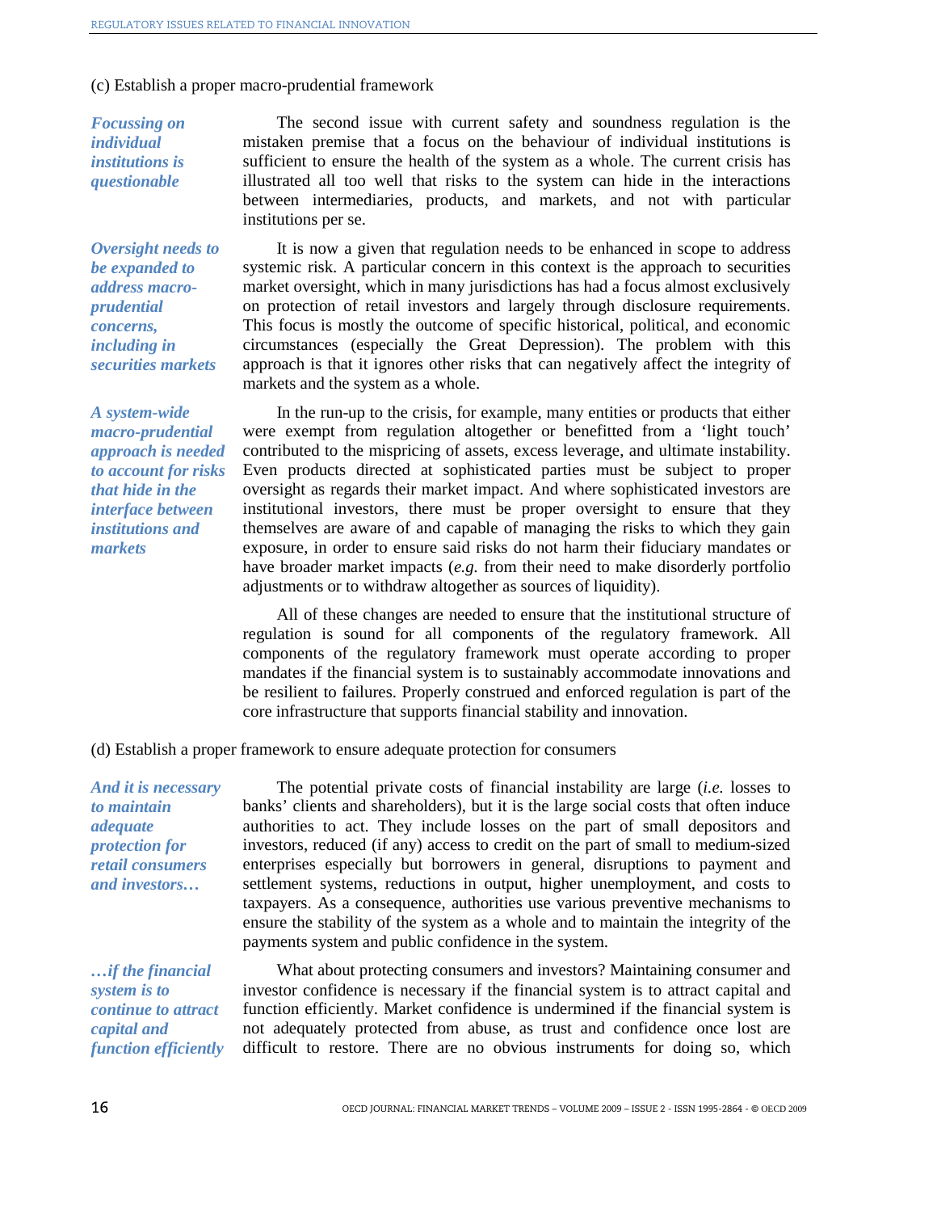(c) Establish a proper macro-prudential framework

*Focussing on individual institutions is questionable*

The second issue with current safety and soundness regulation is the mistaken premise that a focus on the behaviour of individual institutions is sufficient to ensure the health of the system as a whole. The current crisis has illustrated all too well that risks to the system can hide in the interactions between intermediaries, products, and markets, and not with particular institutions per se.

*Oversight needs to be expanded to address macro-prudential concerns, including in securities markets*

It is now a given that regulation needs to be enhanced in scope to address systemic risk. A particular concern in this context is the approach to securities market oversight, which in many jurisdictions has had a focus almost exclusively on protection of retail investors and largely through disclosure requirements. This focus is mostly the outcome of specific historical, political, and economic circumstances (especially the Great Depression). The problem with this approach is that it ignores other risks that can negatively affect the integrity of markets and the system as a whole.

*A system-wide macro-prudential approach is needed to account for risks that hide in the interface between institutions and markets*

In the run-up to the crisis, for example, many entities or products that either were exempt from regulation altogether or benefitted from a 'light touch' contributed to the mispricing of assets, excess leverage, and ultimate instability. Even products directed at sophisticated parties must be subject to proper oversight as regards their market impact. And where sophisticated investors are institutional investors, there must be proper oversight to ensure that they themselves are aware of and capable of managing the risks to which they gain exposure, in order to ensure said risks do not harm their fiduciary mandates or have broader market impacts (*e.g.* from their need to make disorderly portfolio adjustments or to withdraw altogether as sources of liquidity).

All of these changes are needed to ensure that the institutional structure of regulation is sound for all components of the regulatory framework. All components of the regulatory framework must operate according to proper mandates if the financial system is to sustainably accommodate innovations and be resilient to failures. Properly construed and enforced regulation is part of the core infrastructure that supports financial stability and innovation.

(d) Establish a proper framework to ensure adequate protection for consumers

*And it is necessary to maintain adequate protection for retail consumers and investors…*

The potential private costs of financial instability are large (*i.e.* losses to banks' clients and shareholders), but it is the large social costs that often induce authorities to act. They include losses on the part of small depositors and investors, reduced (if any) access to credit on the part of small to medium-sized enterprises especially but borrowers in general, disruptions to payment and settlement systems, reductions in output, higher unemployment, and costs to taxpayers. As a consequence, authorities use various preventive mechanisms to ensure the stability of the system as a whole and to maintain the integrity of the payments system and public confidence in the system.

*…if the financial system is to continue to attract capital and function efficiently*

What about protecting consumers and investors? Maintaining consumer and investor confidence is necessary if the financial system is to attract capital and function efficiently. Market confidence is undermined if the financial system is not adequately protected from abuse, as trust and confidence once lost are difficult to restore. There are no obvious instruments for doing so, which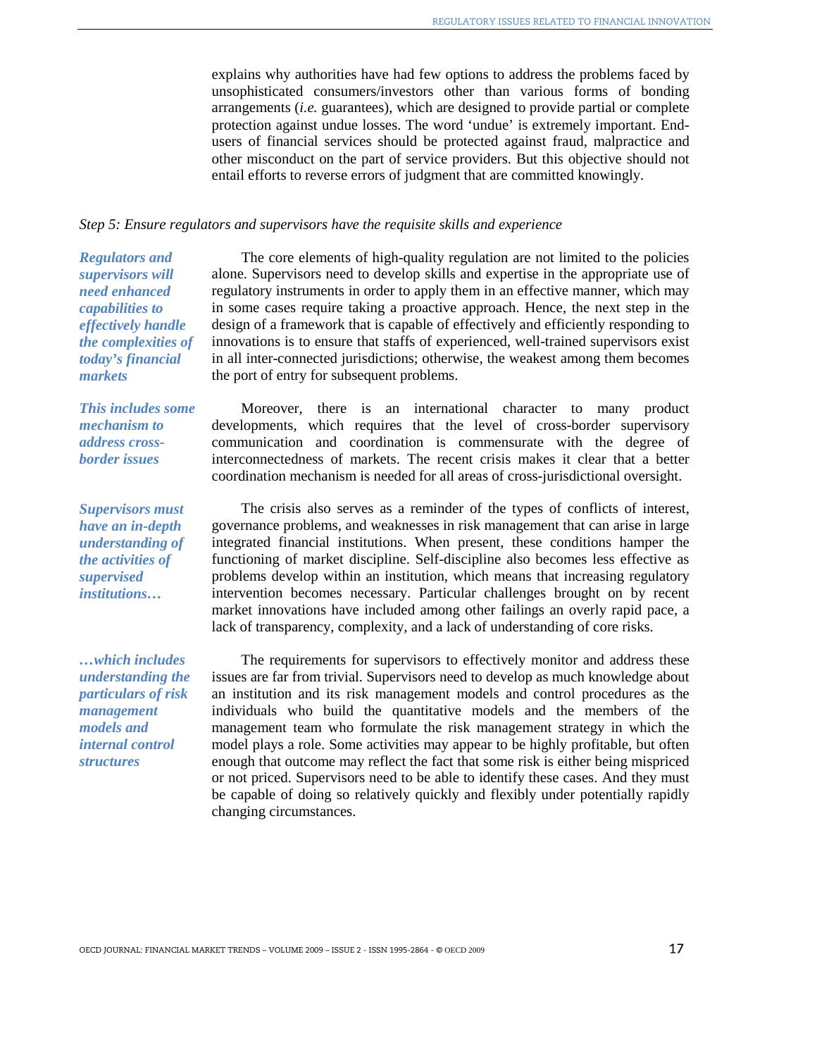explains why authorities have had few options to address the problems faced by unsophisticated consumers/investors other than various forms of bonding arrangements (*i.e.* guarantees), which are designed to provide partial or complete protection against undue losses. The word 'undue' is extremely important. End-users of financial services should be protected against fraud, malpractice and other misconduct on the part of service providers. But this objective should not entail efforts to reverse errors of judgment that are committed knowingly.

*Step 5: Ensure regulators and supervisors have the requisite skills and experience*

***Regulators and supervisors will need enhanced capabilities to effectively handle the complexities of today's financial markets***

The core elements of high-quality regulation are not limited to the policies alone. Supervisors need to develop skills and expertise in the appropriate use of regulatory instruments in order to apply them in an effective manner, which may in some cases require taking a proactive approach. Hence, the next step in the design of a framework that is capable of effectively and efficiently responding to innovations is to ensure that staffs of experienced, well-trained supervisors exist in all inter-connected jurisdictions; otherwise, the weakest among them becomes the port of entry for subsequent problems.

***This includes some mechanism to address cross-border issues***

Moreover, there is an international character to many product developments, which requires that the level of cross-border supervisory communication and coordination is commensurate with the degree of interconnectedness of markets. The recent crisis makes it clear that a better coordination mechanism is needed for all areas of cross-jurisdictional oversight.

***Supervisors must have an in-depth understanding of the activities of supervised institutions…***

The crisis also serves as a reminder of the types of conflicts of interest, governance problems, and weaknesses in risk management that can arise in large integrated financial institutions. When present, these conditions hamper the functioning of market discipline. Self-discipline also becomes less effective as problems develop within an institution, which means that increasing regulatory intervention becomes necessary. Particular challenges brought on by recent market innovations have included among other failings an overly rapid pace, a lack of transparency, complexity, and a lack of understanding of core risks.

***…which includes understanding the particulars of risk management models and internal control structures***

The requirements for supervisors to effectively monitor and address these issues are far from trivial. Supervisors need to develop as much knowledge about an institution and its risk management models and control procedures as the individuals who build the quantitative models and the members of the management team who formulate the risk management strategy in which the model plays a role. Some activities may appear to be highly profitable, but often enough that outcome may reflect the fact that some risk is either being mispriced or not priced. Supervisors need to be able to identify these cases. And they must be capable of doing so relatively quickly and flexibly under potentially rapidly changing circumstances.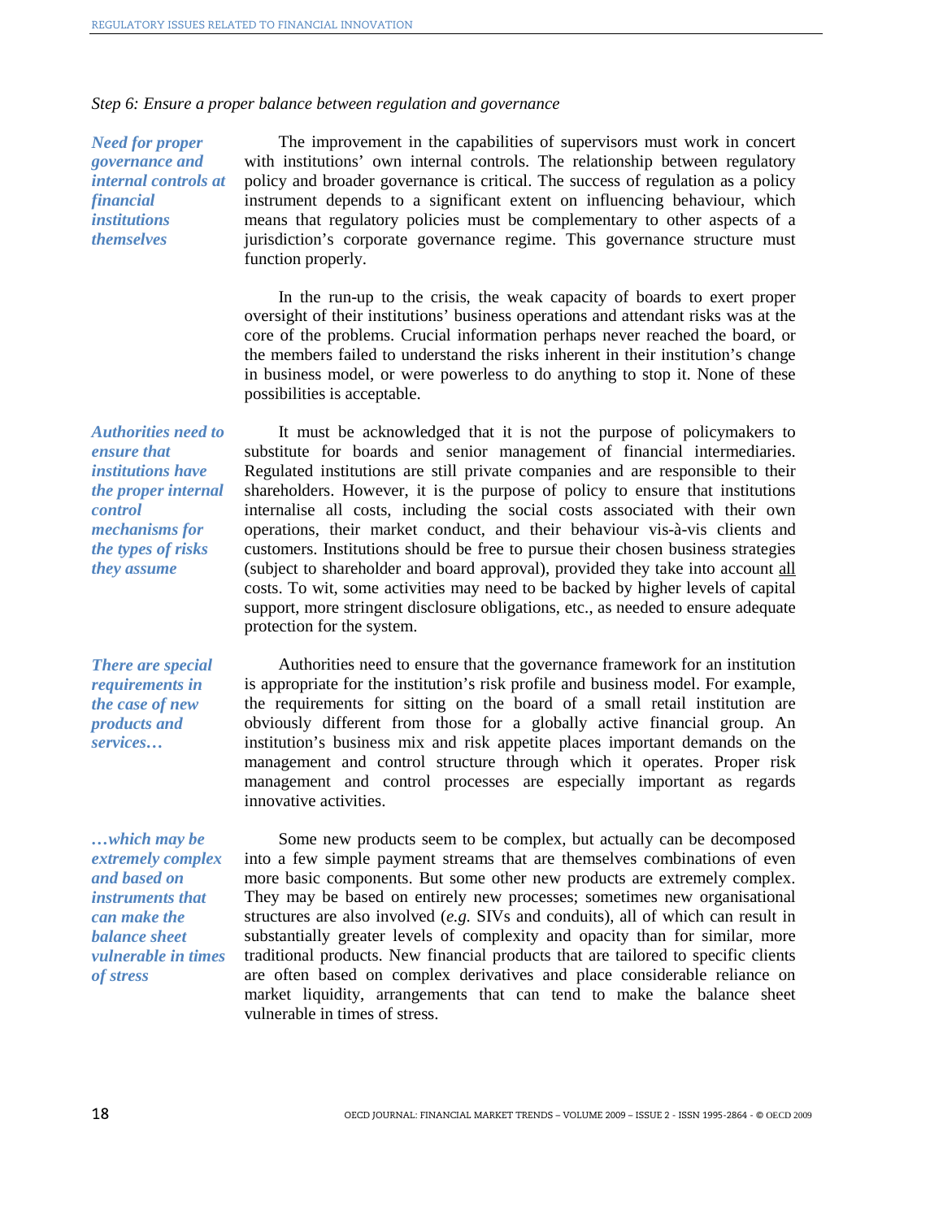*Step 6: Ensure a proper balance between regulation and governance*

***Need for proper governance and internal controls at financial institutions themselves***

The improvement in the capabilities of supervisors must work in concert with institutions' own internal controls. The relationship between regulatory policy and broader governance is critical. The success of regulation as a policy instrument depends to a significant extent on influencing behaviour, which means that regulatory policies must be complementary to other aspects of a jurisdiction's corporate governance regime. This governance structure must function properly.

In the run-up to the crisis, the weak capacity of boards to exert proper oversight of their institutions' business operations and attendant risks was at the core of the problems. Crucial information perhaps never reached the board, or the members failed to understand the risks inherent in their institution's change in business model, or were powerless to do anything to stop it. None of these possibilities is acceptable.

***Authorities need to ensure that institutions have the proper internal control mechanisms for the types of risks they assume***

It must be acknowledged that it is not the purpose of policymakers to substitute for boards and senior management of financial intermediaries. Regulated institutions are still private companies and are responsible to their shareholders. However, it is the purpose of policy to ensure that institutions internalise all costs, including the social costs associated with their own operations, their market conduct, and their behaviour vis-à-vis clients and customers. Institutions should be free to pursue their chosen business strategies (subject to shareholder and board approval), provided they take into account <u>all</u> costs. To wit, some activities may need to be backed by higher levels of capital support, more stringent disclosure obligations, etc., as needed to ensure adequate protection for the system.

***There are special requirements in the case of new products and services…***

Authorities need to ensure that the governance framework for an institution is appropriate for the institution's risk profile and business model. For example, the requirements for sitting on the board of a small retail institution are obviously different from those for a globally active financial group. An institution's business mix and risk appetite places important demands on the management and control structure through which it operates. Proper risk management and control processes are especially important as regards innovative activities.

***…which may be extremely complex and based on instruments that can make the balance sheet vulnerable in times of stress***

Some new products seem to be complex, but actually can be decomposed into a few simple payment streams that are themselves combinations of even more basic components. But some other new products are extremely complex. They may be based on entirely new processes; sometimes new organisational structures are also involved (*e.g.* SIVs and conduits), all of which can result in substantially greater levels of complexity and opacity than for similar, more traditional products. New financial products that are tailored to specific clients are often based on complex derivatives and place considerable reliance on market liquidity, arrangements that can tend to make the balance sheet vulnerable in times of stress.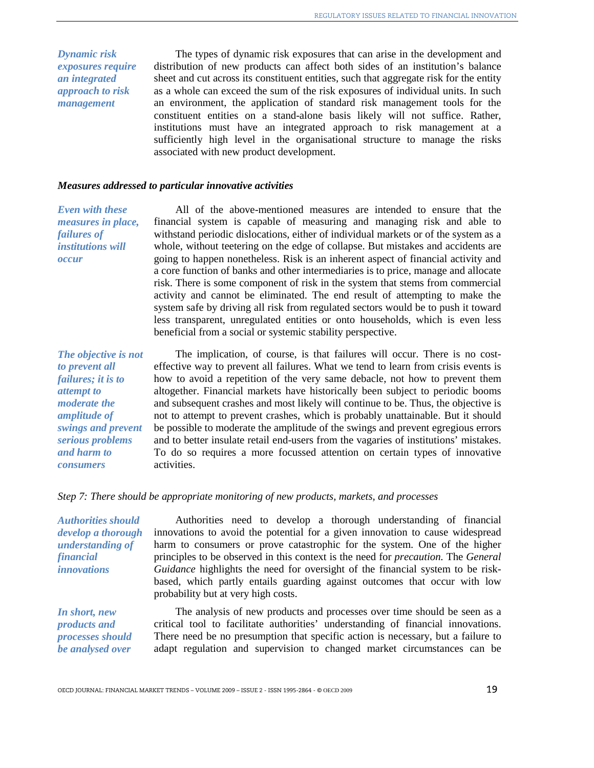*Dynamic risk exposures require an integrated approach to risk management*

The types of dynamic risk exposures that can arise in the development and distribution of new products can affect both sides of an institution's balance sheet and cut across its constituent entities, such that aggregate risk for the entity as a whole can exceed the sum of the risk exposures of individual units. In such an environment, the application of standard risk management tools for the constituent entities on a stand-alone basis likely will not suffice. Rather, institutions must have an integrated approach to risk management at a sufficiently high level in the organisational structure to manage the risks associated with new product development.

### *Measures addressed to particular innovative activities*

*Even with these measures in place, failures of institutions will occur*

All of the above-mentioned measures are intended to ensure that the financial system is capable of measuring and managing risk and able to withstand periodic dislocations, either of individual markets or of the system as a whole, without teetering on the edge of collapse. But mistakes and accidents are going to happen nonetheless. Risk is an inherent aspect of financial activity and a core function of banks and other intermediaries is to price, manage and allocate risk. There is some component of risk in the system that stems from commercial activity and cannot be eliminated. The end result of attempting to make the system safe by driving all risk from regulated sectors would be to push it toward less transparent, unregulated entities or onto households, which is even less beneficial from a social or systemic stability perspective.

*The objective is not to prevent all failures; it is to attempt to moderate the amplitude of swings and prevent serious problems and harm to consumers*

The implication, of course, is that failures will occur. There is no cost-effective way to prevent all failures. What we tend to learn from crisis events is how to avoid a repetition of the very same debacle, not how to prevent them altogether. Financial markets have historically been subject to periodic booms and subsequent crashes and most likely will continue to be. Thus, the objective is not to attempt to prevent crashes, which is probably unattainable. But it should be possible to moderate the amplitude of the swings and prevent egregious errors and to better insulate retail end-users from the vagaries of institutions' mistakes. To do so requires a more focussed attention on certain types of innovative activities.

*Step 7: There should be appropriate monitoring of new products, markets, and processes*

*Authorities should develop a thorough understanding of financial innovations*

Authorities need to develop a thorough understanding of financial innovations to avoid the potential for a given innovation to cause widespread harm to consumers or prove catastrophic for the system. One of the higher principles to be observed in this context is the need for *precaution.* The *General Guidance* highlights the need for oversight of the financial system to be risk-based, which partly entails guarding against outcomes that occur with low probability but at very high costs.

*In short, new products and processes should be analysed over*

The analysis of new products and processes over time should be seen as a critical tool to facilitate authorities' understanding of financial innovations. There need be no presumption that specific action is necessary, but a failure to adapt regulation and supervision to changed market circumstances can be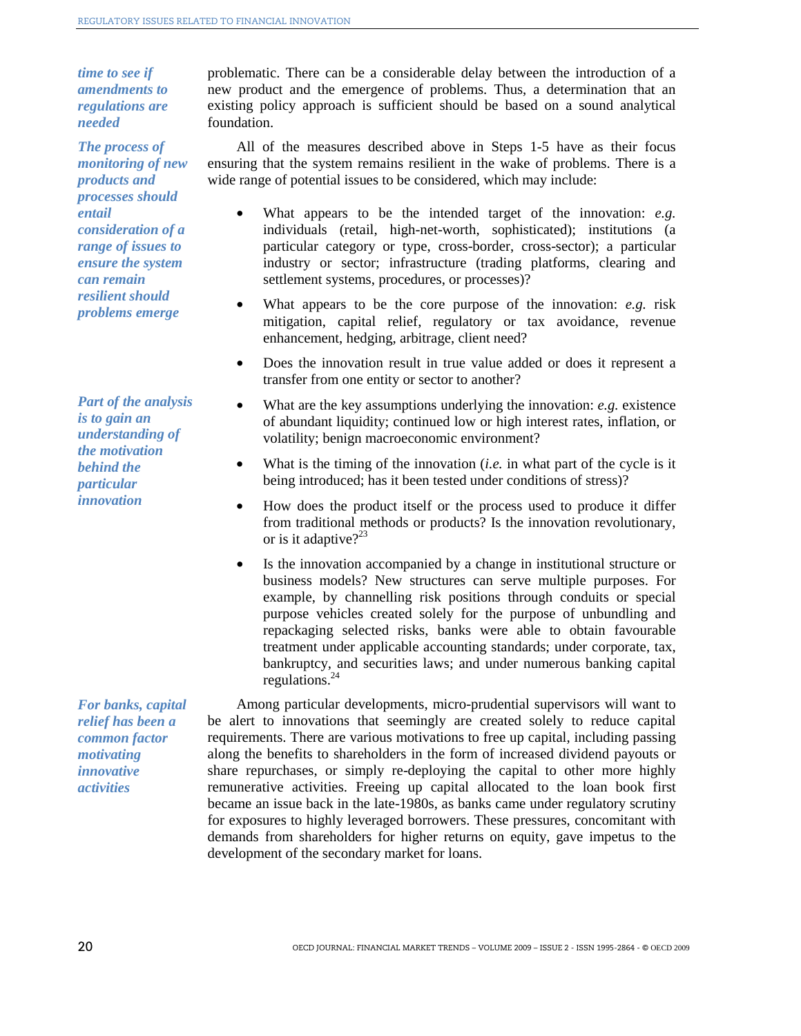*time to see if amendments to regulations are needed*

problematic. There can be a considerable delay between the introduction of a new product and the emergence of problems. Thus, a determination that an existing policy approach is sufficient should be based on a sound analytical foundation.

*The process of monitoring of new products and processes should entail consideration of a range of issues to ensure the system can remain resilient should problems emerge*

All of the measures described above in Steps 1-5 have as their focus ensuring that the system remains resilient in the wake of problems. There is a wide range of potential issues to be considered, which may include:

- What appears to be the intended target of the innovation: *e.g.* individuals (retail, high-net-worth, sophisticated); institutions (a particular category or type, cross-border, cross-sector); a particular industry or sector; infrastructure (trading platforms, clearing and settlement systems, procedures, or processes)?
- What appears to be the core purpose of the innovation: *e.g.* risk mitigation, capital relief, regulatory or tax avoidance, revenue enhancement, hedging, arbitrage, client need?
- Does the innovation result in true value added or does it represent a transfer from one entity or sector to another?

*Part of the analysis is to gain an understanding of the motivation behind the particular innovation*

- What are the key assumptions underlying the innovation: *e.g.* existence of abundant liquidity; continued low or high interest rates, inflation, or volatility; benign macroeconomic environment?
- What is the timing of the innovation (*i.e.* in what part of the cycle is it being introduced; has it been tested under conditions of stress)?
- How does the product itself or the process used to produce it differ from traditional methods or products? Is the innovation revolutionary, or is it adaptive?[23]
- Is the innovation accompanied by a change in institutional structure or business models? New structures can serve multiple purposes. For example, by channelling risk positions through conduits or special purpose vehicles created solely for the purpose of unbundling and repackaging selected risks, banks were able to obtain favourable treatment under applicable accounting standards; under corporate, tax, bankruptcy, and securities laws; and under numerous banking capital regulations.[24]

*For banks, capital relief has been a common factor motivating innovative activities*

Among particular developments, micro-prudential supervisors will want to be alert to innovations that seemingly are created solely to reduce capital requirements. There are various motivations to free up capital, including passing along the benefits to shareholders in the form of increased dividend payouts or share repurchases, or simply re-deploying the capital to other more highly remunerative activities. Freeing up capital allocated to the loan book first became an issue back in the late-1980s, as banks came under regulatory scrutiny for exposures to highly leveraged borrowers. These pressures, concomitant with demands from shareholders for higher returns on equity, gave impetus to the development of the secondary market for loans.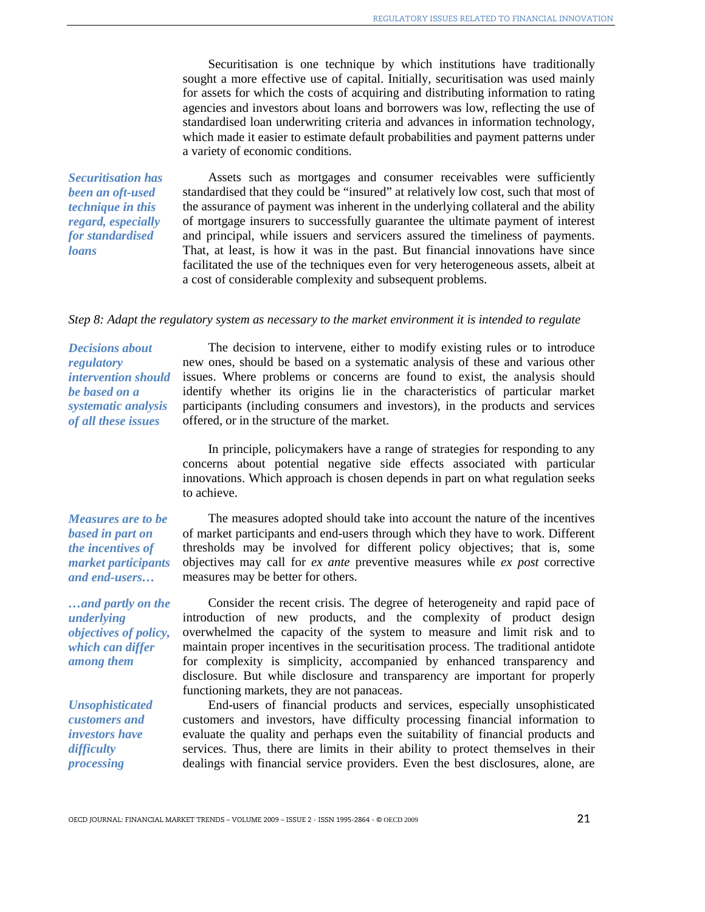Securitisation is one technique by which institutions have traditionally sought a more effective use of capital. Initially, securitisation was used mainly for assets for which the costs of acquiring and distributing information to rating agencies and investors about loans and borrowers was low, reflecting the use of standardised loan underwriting criteria and advances in information technology, which made it easier to estimate default probabilities and payment patterns under a variety of economic conditions.

***Securitisation has been an oft-used technique in this regard, especially for standardised loans***

Assets such as mortgages and consumer receivables were sufficiently standardised that they could be "insured" at relatively low cost, such that most of the assurance of payment was inherent in the underlying collateral and the ability of mortgage insurers to successfully guarantee the ultimate payment of interest and principal, while issuers and servicers assured the timeliness of payments. That, at least, is how it was in the past. But financial innovations have since facilitated the use of the techniques even for very heterogeneous assets, albeit at a cost of considerable complexity and subsequent problems.

*Step 8: Adapt the regulatory system as necessary to the market environment it is intended to regulate*

***Decisions about regulatory intervention should be based on a systematic analysis of all these issues***

The decision to intervene, either to modify existing rules or to introduce new ones, should be based on a systematic analysis of these and various other issues. Where problems or concerns are found to exist, the analysis should identify whether its origins lie in the characteristics of particular market participants (including consumers and investors), in the products and services offered, or in the structure of the market.

In principle, policymakers have a range of strategies for responding to any concerns about potential negative side effects associated with particular innovations. Which approach is chosen depends in part on what regulation seeks to achieve.

***Measures are to be based in part on the incentives of market participants and end-users…***

The measures adopted should take into account the nature of the incentives of market participants and end-users through which they have to work. Different thresholds may be involved for different policy objectives; that is, some objectives may call for *ex ante* preventive measures while *ex post* corrective measures may be better for others.

***…and partly on the underlying objectives of policy, which can differ among them***

Consider the recent crisis. The degree of heterogeneity and rapid pace of introduction of new products, and the complexity of product design overwhelmed the capacity of the system to measure and limit risk and to maintain proper incentives in the securitisation process. The traditional antidote for complexity is simplicity, accompanied by enhanced transparency and disclosure. But while disclosure and transparency are important for properly functioning markets, they are not panaceas.

***Unsophisticated customers and investors have difficulty processing***

End-users of financial products and services, especially unsophisticated customers and investors, have difficulty processing financial information to evaluate the quality and perhaps even the suitability of financial products and services. Thus, there are limits in their ability to protect themselves in their dealings with financial service providers. Even the best disclosures, alone, are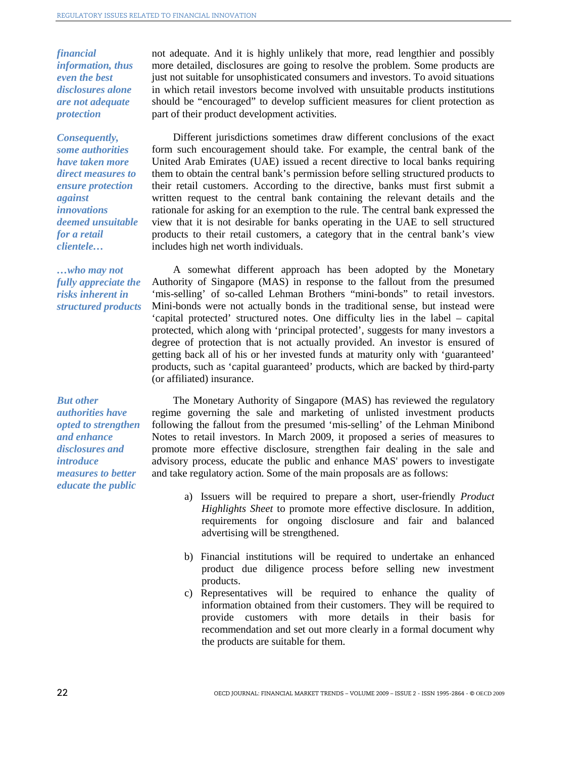*financial information, thus even the best disclosures alone are not adequate protection*

not adequate. And it is highly unlikely that more, read lengthier and possibly more detailed, disclosures are going to resolve the problem. Some products are just not suitable for unsophisticated consumers and investors. To avoid situations in which retail investors become involved with unsuitable products institutions should be "encouraged" to develop sufficient measures for client protection as part of their product development activities.

*Consequently, some authorities have taken more direct measures to ensure protection against innovations deemed unsuitable for a retail clientele…*

Different jurisdictions sometimes draw different conclusions of the exact form such encouragement should take. For example, the central bank of the United Arab Emirates (UAE) issued a recent directive to local banks requiring them to obtain the central bank's permission before selling structured products to their retail customers. According to the directive, banks must first submit a written request to the central bank containing the relevant details and the rationale for asking for an exemption to the rule. The central bank expressed the view that it is not desirable for banks operating in the UAE to sell structured products to their retail customers, a category that in the central bank's view includes high net worth individuals.

*…who may not fully appreciate the risks inherent in structured products*

A somewhat different approach has been adopted by the Monetary Authority of Singapore (MAS) in response to the fallout from the presumed 'mis-selling' of so-called Lehman Brothers "mini-bonds" to retail investors. Mini-bonds were not actually bonds in the traditional sense, but instead were 'capital protected' structured notes. One difficulty lies in the label – capital protected, which along with 'principal protected', suggests for many investors a degree of protection that is not actually provided. An investor is ensured of getting back all of his or her invested funds at maturity only with 'guaranteed' products, such as 'capital guaranteed' products, which are backed by third-party (or affiliated) insurance.

*But other authorities have opted to strengthen and enhance disclosures and introduce measures to better educate the public*

The Monetary Authority of Singapore (MAS) has reviewed the regulatory regime governing the sale and marketing of unlisted investment products following the fallout from the presumed 'mis-selling' of the Lehman Minibond Notes to retail investors. In March 2009, it proposed a series of measures to promote more effective disclosure, strengthen fair dealing in the sale and advisory process, educate the public and enhance MAS' powers to investigate and take regulatory action. Some of the main proposals are as follows:

a) Issuers will be required to prepare a short, user-friendly *Product Highlights Sheet* to promote more effective disclosure. In addition, requirements for ongoing disclosure and fair and balanced advertising will be strengthened.

b) Financial institutions will be required to undertake an enhanced product due diligence process before selling new investment products.

c) Representatives will be required to enhance the quality of information obtained from their customers. They will be required to provide customers with more details in their basis for recommendation and set out more clearly in a formal document why the products are suitable for them.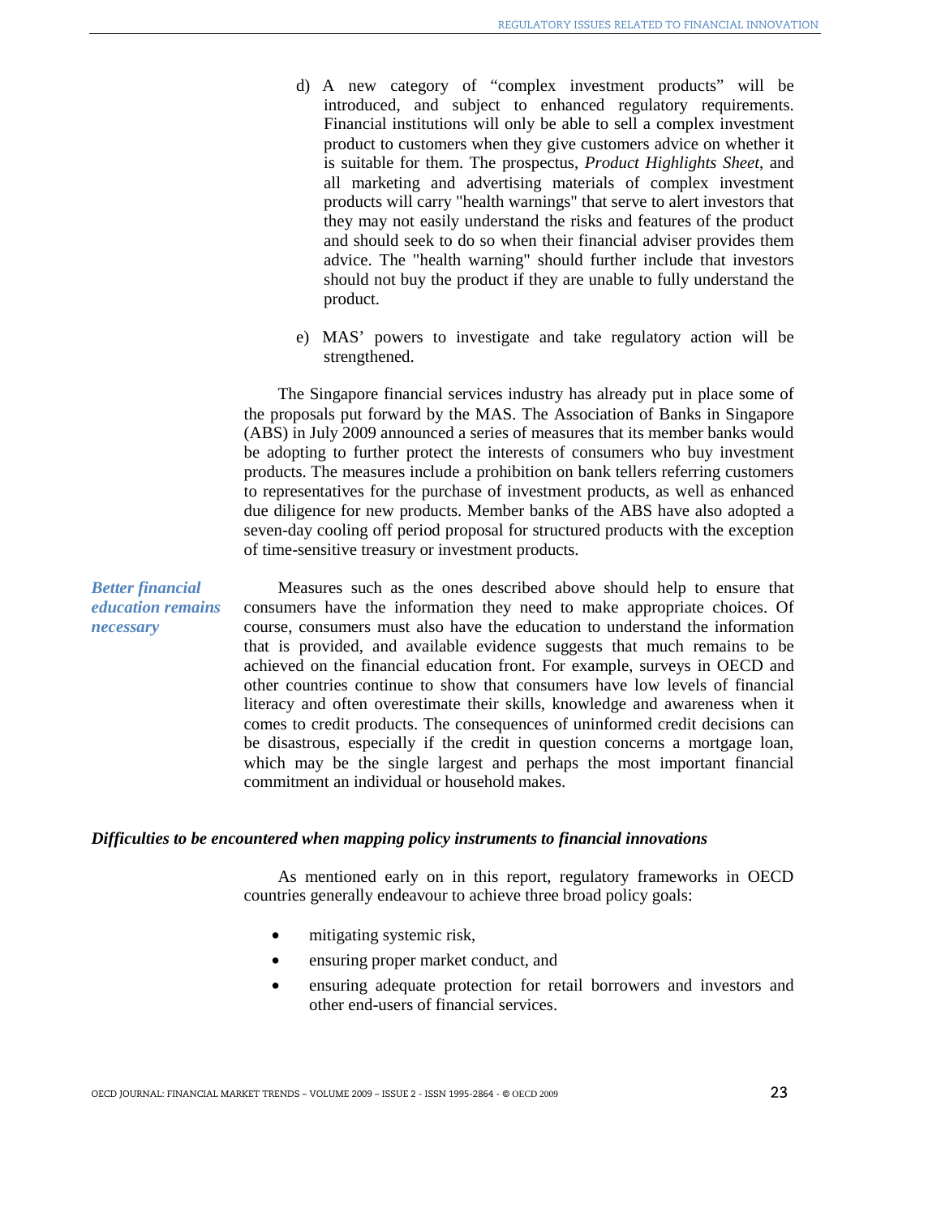d) A new category of "complex investment products" will be introduced, and subject to enhanced regulatory requirements. Financial institutions will only be able to sell a complex investment product to customers when they give customers advice on whether it is suitable for them. The prospectus, *Product Highlights Sheet*, and all marketing and advertising materials of complex investment products will carry "health warnings" that serve to alert investors that they may not easily understand the risks and features of the product and should seek to do so when their financial adviser provides them advice. The "health warning" should further include that investors should not buy the product if they are unable to fully understand the product.

e) MAS' powers to investigate and take regulatory action will be strengthened.

The Singapore financial services industry has already put in place some of the proposals put forward by the MAS. The Association of Banks in Singapore (ABS) in July 2009 announced a series of measures that its member banks would be adopting to further protect the interests of consumers who buy investment products. The measures include a prohibition on bank tellers referring customers to representatives for the purchase of investment products, as well as enhanced due diligence for new products. Member banks of the ABS have also adopted a seven-day cooling off period proposal for structured products with the exception of time-sensitive treasury or investment products.

***Better financial education remains necessary***

Measures such as the ones described above should help to ensure that consumers have the information they need to make appropriate choices. Of course, consumers must also have the education to understand the information that is provided, and available evidence suggests that much remains to be achieved on the financial education front. For example, surveys in OECD and other countries continue to show that consumers have low levels of financial literacy and often overestimate their skills, knowledge and awareness when it comes to credit products. The consequences of uninformed credit decisions can be disastrous, especially if the credit in question concerns a mortgage loan, which may be the single largest and perhaps the most important financial commitment an individual or household makes.

### *Difficulties to be encountered when mapping policy instruments to financial innovations*

As mentioned early on in this report, regulatory frameworks in OECD countries generally endeavour to achieve three broad policy goals:

- mitigating systemic risk,
- ensuring proper market conduct, and
- ensuring adequate protection for retail borrowers and investors and other end-users of financial services.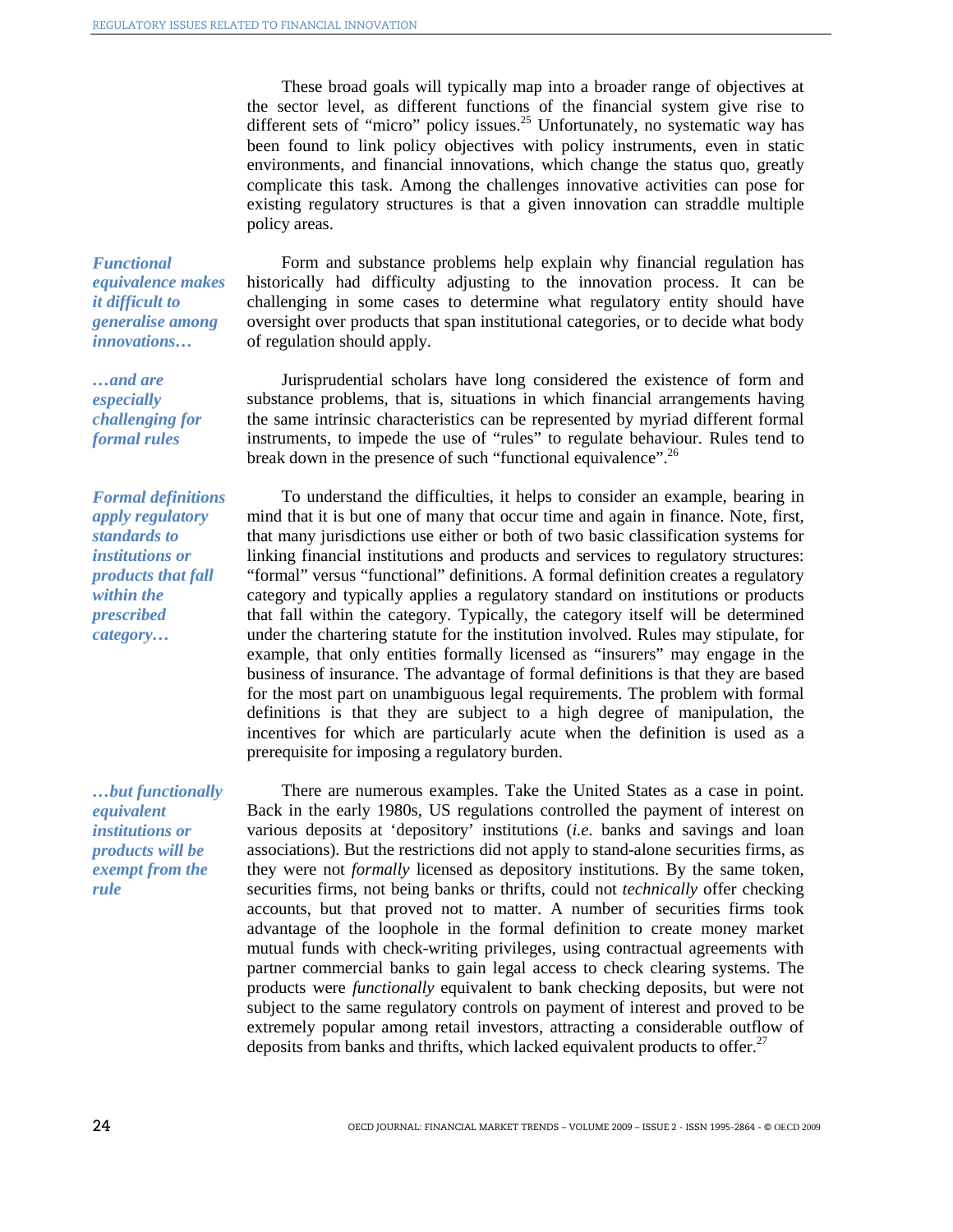These broad goals will typically map into a broader range of objectives at the sector level, as different functions of the financial system give rise to different sets of "micro" policy issues.[25] Unfortunately, no systematic way has been found to link policy objectives with policy instruments, even in static environments, and financial innovations, which change the status quo, greatly complicate this task. Among the challenges innovative activities can pose for existing regulatory structures is that a given innovation can straddle multiple policy areas.

***Functional equivalence makes it difficult to generalise among innovations…***

Form and substance problems help explain why financial regulation has historically had difficulty adjusting to the innovation process. It can be challenging in some cases to determine what regulatory entity should have oversight over products that span institutional categories, or to decide what body of regulation should apply.

***…and are especially challenging for formal rules***

Jurisprudential scholars have long considered the existence of form and substance problems, that is, situations in which financial arrangements having the same intrinsic characteristics can be represented by myriad different formal instruments, to impede the use of "rules" to regulate behaviour. Rules tend to break down in the presence of such "functional equivalence".[26]

***Formal definitions apply regulatory standards to institutions or products that fall within the prescribed category…***

To understand the difficulties, it helps to consider an example, bearing in mind that it is but one of many that occur time and again in finance. Note, first, that many jurisdictions use either or both of two basic classification systems for linking financial institutions and products and services to regulatory structures: "formal" versus "functional" definitions. A formal definition creates a regulatory category and typically applies a regulatory standard on institutions or products that fall within the category. Typically, the category itself will be determined under the chartering statute for the institution involved. Rules may stipulate, for example, that only entities formally licensed as "insurers" may engage in the business of insurance. The advantage of formal definitions is that they are based for the most part on unambiguous legal requirements. The problem with formal definitions is that they are subject to a high degree of manipulation, the incentives for which are particularly acute when the definition is used as a prerequisite for imposing a regulatory burden.

***…but functionally equivalent institutions or products will be exempt from the rule***

There are numerous examples. Take the United States as a case in point. Back in the early 1980s, US regulations controlled the payment of interest on various deposits at 'depository' institutions (*i.e.* banks and savings and loan associations). But the restrictions did not apply to stand-alone securities firms, as they were not *formally* licensed as depository institutions. By the same token, securities firms, not being banks or thrifts, could not *technically* offer checking accounts, but that proved not to matter. A number of securities firms took advantage of the loophole in the formal definition to create money market mutual funds with check-writing privileges, using contractual agreements with partner commercial banks to gain legal access to check clearing systems. The products were *functionally* equivalent to bank checking deposits, but were not subject to the same regulatory controls on payment of interest and proved to be extremely popular among retail investors, attracting a considerable outflow of deposits from banks and thrifts, which lacked equivalent products to offer.[27]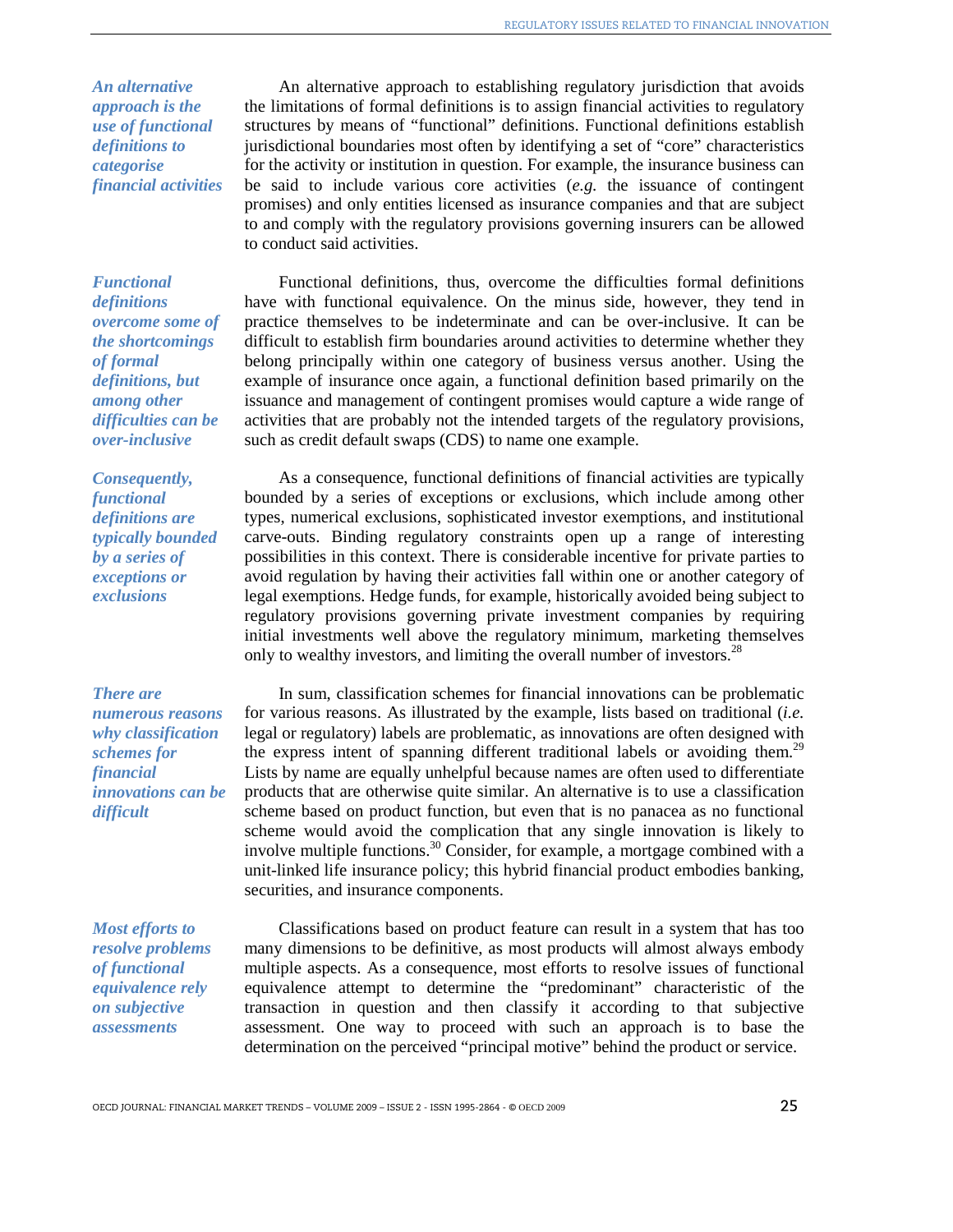*An alternative approach is the use of functional definitions to categorise financial activities*

An alternative approach to establishing regulatory jurisdiction that avoids the limitations of formal definitions is to assign financial activities to regulatory structures by means of "functional" definitions. Functional definitions establish jurisdictional boundaries most often by identifying a set of "core" characteristics for the activity or institution in question. For example, the insurance business can be said to include various core activities (*e.g.* the issuance of contingent promises) and only entities licensed as insurance companies and that are subject to and comply with the regulatory provisions governing insurers can be allowed to conduct said activities.

*Functional definitions overcome some of the shortcomings of formal definitions, but among other difficulties can be over-inclusive*

Functional definitions, thus, overcome the difficulties formal definitions have with functional equivalence. On the minus side, however, they tend in practice themselves to be indeterminate and can be over-inclusive. It can be difficult to establish firm boundaries around activities to determine whether they belong principally within one category of business versus another. Using the example of insurance once again, a functional definition based primarily on the issuance and management of contingent promises would capture a wide range of activities that are probably not the intended targets of the regulatory provisions, such as credit default swaps (CDS) to name one example.

*Consequently, functional definitions are typically bounded by a series of exceptions or exclusions*

As a consequence, functional definitions of financial activities are typically bounded by a series of exceptions or exclusions, which include among other types, numerical exclusions, sophisticated investor exemptions, and institutional carve-outs. Binding regulatory constraints open up a range of interesting possibilities in this context. There is considerable incentive for private parties to avoid regulation by having their activities fall within one or another category of legal exemptions. Hedge funds, for example, historically avoided being subject to regulatory provisions governing private investment companies by requiring initial investments well above the regulatory minimum, marketing themselves only to wealthy investors, and limiting the overall number of investors.[28]

*There are numerous reasons why classification schemes for financial innovations can be difficult*

In sum, classification schemes for financial innovations can be problematic for various reasons. As illustrated by the example, lists based on traditional (*i.e.* legal or regulatory) labels are problematic, as innovations are often designed with the express intent of spanning different traditional labels or avoiding them.[29] Lists by name are equally unhelpful because names are often used to differentiate products that are otherwise quite similar. An alternative is to use a classification scheme based on product function, but even that is no panacea as no functional scheme would avoid the complication that any single innovation is likely to involve multiple functions.[30] Consider, for example, a mortgage combined with a unit-linked life insurance policy; this hybrid financial product embodies banking, securities, and insurance components.

*Most efforts to resolve problems of functional equivalence rely on subjective assessments*

Classifications based on product feature can result in a system that has too many dimensions to be definitive, as most products will almost always embody multiple aspects. As a consequence, most efforts to resolve issues of functional equivalence attempt to determine the "predominant" characteristic of the transaction in question and then classify it according to that subjective assessment. One way to proceed with such an approach is to base the determination on the perceived "principal motive" behind the product or service.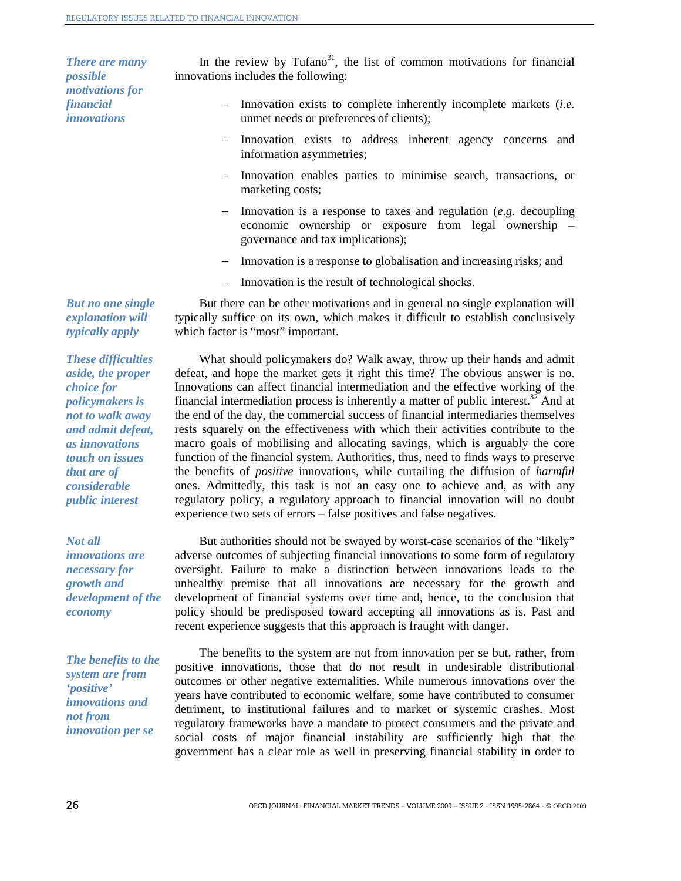*There are many possible motivations for financial innovations*

In the review by Tufano[31], the list of common motivations for financial innovations includes the following:

- Innovation exists to complete inherently incomplete markets (*i.e.* unmet needs or preferences of clients);
- Innovation exists to address inherent agency concerns and information asymmetries;
- Innovation enables parties to minimise search, transactions, or marketing costs;
- Innovation is a response to taxes and regulation (*e.g.* decoupling economic ownership or exposure from legal ownership – governance and tax implications);
- Innovation is a response to globalisation and increasing risks; and
- Innovation is the result of technological shocks.

*But no one single explanation will typically apply*

But there can be other motivations and in general no single explanation will typically suffice on its own, which makes it difficult to establish conclusively which factor is "most" important.

*These difficulties aside, the proper choice for policymakers is not to walk away and admit defeat, as innovations touch on issues that are of considerable public interest*

What should policymakers do? Walk away, throw up their hands and admit defeat, and hope the market gets it right this time? The obvious answer is no. Innovations can affect financial intermediation and the effective working of the financial intermediation process is inherently a matter of public interest.[32] And at the end of the day, the commercial success of financial intermediaries themselves rests squarely on the effectiveness with which their activities contribute to the macro goals of mobilising and allocating savings, which is arguably the core function of the financial system. Authorities, thus, need to finds ways to preserve the benefits of *positive* innovations, while curtailing the diffusion of *harmful* ones. Admittedly, this task is not an easy one to achieve and, as with any regulatory policy, a regulatory approach to financial innovation will no doubt experience two sets of errors – false positives and false negatives.

*Not all innovations are necessary for growth and development of the economy*

But authorities should not be swayed by worst-case scenarios of the "likely" adverse outcomes of subjecting financial innovations to some form of regulatory oversight. Failure to make a distinction between innovations leads to the unhealthy premise that all innovations are necessary for the growth and development of financial systems over time and, hence, to the conclusion that policy should be predisposed toward accepting all innovations as is. Past and recent experience suggests that this approach is fraught with danger.

*The benefits to the system are from 'positive' innovations and not from innovation per se*

The benefits to the system are not from innovation per se but, rather, from positive innovations, those that do not result in undesirable distributional outcomes or other negative externalities. While numerous innovations over the years have contributed to economic welfare, some have contributed to consumer detriment, to institutional failures and to market or systemic crashes. Most regulatory frameworks have a mandate to protect consumers and the private and social costs of major financial instability are sufficiently high that the government has a clear role as well in preserving financial stability in order to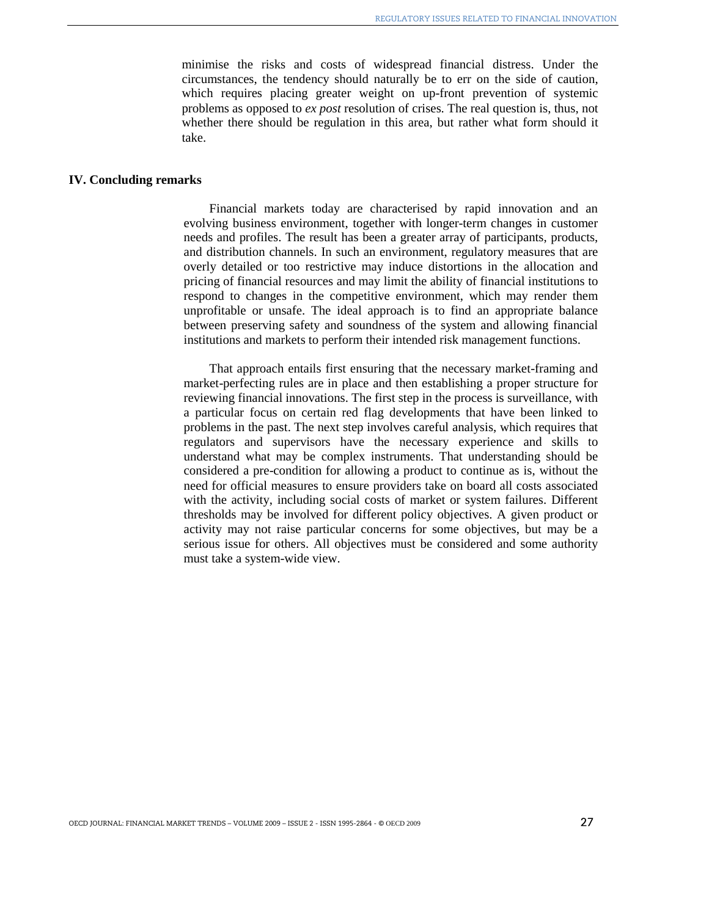minimise the risks and costs of widespread financial distress. Under the circumstances, the tendency should naturally be to err on the side of caution, which requires placing greater weight on up-front prevention of systemic problems as opposed to *ex post* resolution of crises. The real question is, thus, not whether there should be regulation in this area, but rather what form should it take.

## IV. Concluding remarks

Financial markets today are characterised by rapid innovation and an evolving business environment, together with longer-term changes in customer needs and profiles. The result has been a greater array of participants, products, and distribution channels. In such an environment, regulatory measures that are overly detailed or too restrictive may induce distortions in the allocation and pricing of financial resources and may limit the ability of financial institutions to respond to changes in the competitive environment, which may render them unprofitable or unsafe. The ideal approach is to find an appropriate balance between preserving safety and soundness of the system and allowing financial institutions and markets to perform their intended risk management functions.

That approach entails first ensuring that the necessary market-framing and market-perfecting rules are in place and then establishing a proper structure for reviewing financial innovations. The first step in the process is surveillance, with a particular focus on certain red flag developments that have been linked to problems in the past. The next step involves careful analysis, which requires that regulators and supervisors have the necessary experience and skills to understand what may be complex instruments. That understanding should be considered a pre-condition for allowing a product to continue as is, without the need for official measures to ensure providers take on board all costs associated with the activity, including social costs of market or system failures. Different thresholds may be involved for different policy objectives. A given product or activity may not raise particular concerns for some objectives, but may be a serious issue for others. All objectives must be considered and some authority must take a system-wide view.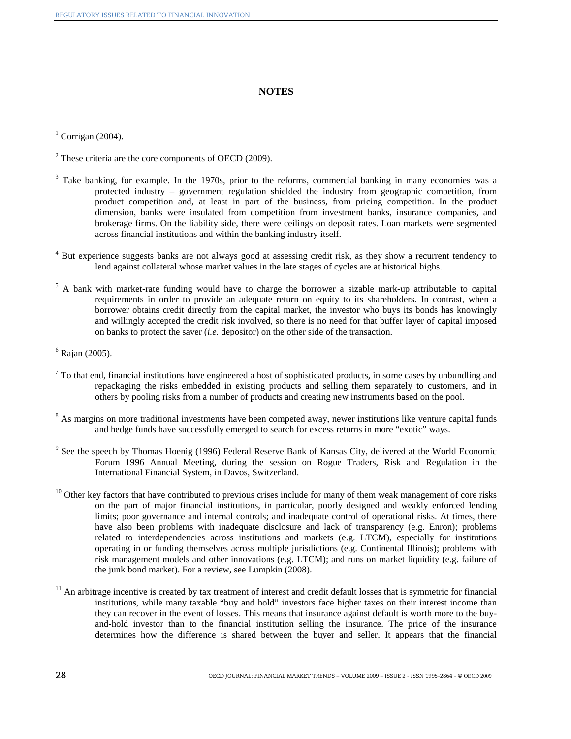## NOTES

[1] Corrigan (2004).

[2] These criteria are the core components of OECD (2009).

[3] Take banking, for example. In the 1970s, prior to the reforms, commercial banking in many economies was a protected industry – government regulation shielded the industry from geographic competition, from product competition and, at least in part of the business, from pricing competition. In the product dimension, banks were insulated from competition from investment banks, insurance companies, and brokerage firms. On the liability side, there were ceilings on deposit rates. Loan markets were segmented across financial institutions and within the banking industry itself.

[4] But experience suggests banks are not always good at assessing credit risk, as they show a recurrent tendency to lend against collateral whose market values in the late stages of cycles are at historical highs.

[5] A bank with market-rate funding would have to charge the borrower a sizable mark-up attributable to capital requirements in order to provide an adequate return on equity to its shareholders. In contrast, when a borrower obtains credit directly from the capital market, the investor who buys its bonds has knowingly and willingly accepted the credit risk involved, so there is no need for that buffer layer of capital imposed on banks to protect the saver (*i.e.* depositor) on the other side of the transaction.

[6] Rajan (2005).

[7] To that end, financial institutions have engineered a host of sophisticated products, in some cases by unbundling and repackaging the risks embedded in existing products and selling them separately to customers, and in others by pooling risks from a number of products and creating new instruments based on the pool.

[8] As margins on more traditional investments have been competed away, newer institutions like venture capital funds and hedge funds have successfully emerged to search for excess returns in more "exotic" ways.

[9] See the speech by Thomas Hoenig (1996) Federal Reserve Bank of Kansas City, delivered at the World Economic Forum 1996 Annual Meeting, during the session on Rogue Traders, Risk and Regulation in the International Financial System, in Davos, Switzerland.

[10] Other key factors that have contributed to previous crises include for many of them weak management of core risks on the part of major financial institutions, in particular, poorly designed and weakly enforced lending limits; poor governance and internal controls; and inadequate control of operational risks. At times, there have also been problems with inadequate disclosure and lack of transparency (e.g. Enron); problems related to interdependencies across institutions and markets (e.g. LTCM), especially for institutions operating in or funding themselves across multiple jurisdictions (e.g. Continental Illinois); problems with risk management models and other innovations (e.g. LTCM); and runs on market liquidity (e.g. failure of the junk bond market). For a review, see Lumpkin (2008).

[11] An arbitrage incentive is created by tax treatment of interest and credit default losses that is symmetric for financial institutions, while many taxable "buy and hold" investors face higher taxes on their interest income than they can recover in the event of losses. This means that insurance against default is worth more to the buy-and-hold investor than to the financial institution selling the insurance. The price of the insurance determines how the difference is shared between the buyer and seller. It appears that the financial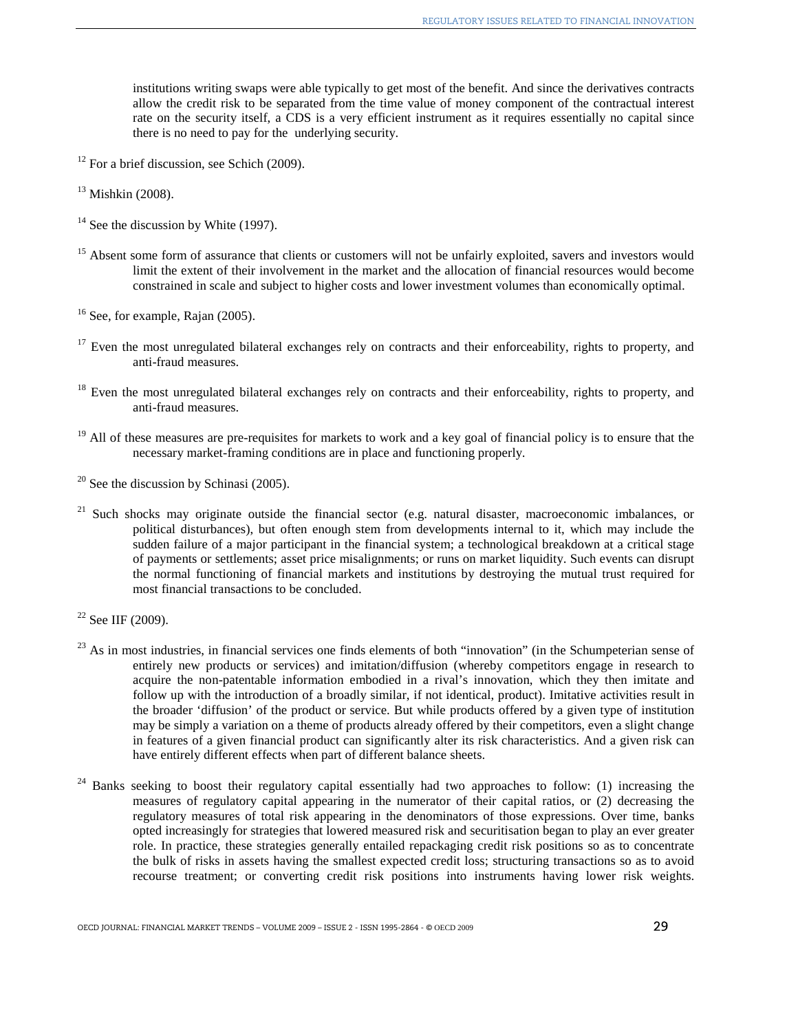institutions writing swaps were able typically to get most of the benefit. And since the derivatives contracts allow the credit risk to be separated from the time value of money component of the contractual interest rate on the security itself, a CDS is a very efficient instrument as it requires essentially no capital since there is no need to pay for the underlying security.

[12] For a brief discussion, see Schich (2009).

[13] Mishkin (2008).

[14] See the discussion by White (1997).

[15] Absent some form of assurance that clients or customers will not be unfairly exploited, savers and investors would limit the extent of their involvement in the market and the allocation of financial resources would become constrained in scale and subject to higher costs and lower investment volumes than economically optimal.

[16] See, for example, Rajan (2005).

[17] Even the most unregulated bilateral exchanges rely on contracts and their enforceability, rights to property, and anti-fraud measures.

[18] Even the most unregulated bilateral exchanges rely on contracts and their enforceability, rights to property, and anti-fraud measures.

[19] All of these measures are pre-requisites for markets to work and a key goal of financial policy is to ensure that the necessary market-framing conditions are in place and functioning properly.

[20] See the discussion by Schinasi (2005).

[21] Such shocks may originate outside the financial sector (e.g. natural disaster, macroeconomic imbalances, or political disturbances), but often enough stem from developments internal to it, which may include the sudden failure of a major participant in the financial system; a technological breakdown at a critical stage of payments or settlements; asset price misalignments; or runs on market liquidity. Such events can disrupt the normal functioning of financial markets and institutions by destroying the mutual trust required for most financial transactions to be concluded.

[22] See IIF (2009).

[23] As in most industries, in financial services one finds elements of both "innovation" (in the Schumpeterian sense of entirely new products or services) and imitation/diffusion (whereby competitors engage in research to acquire the non-patentable information embodied in a rival's innovation, which they then imitate and follow up with the introduction of a broadly similar, if not identical, product). Imitative activities result in the broader 'diffusion' of the product or service. But while products offered by a given type of institution may be simply a variation on a theme of products already offered by their competitors, even a slight change in features of a given financial product can significantly alter its risk characteristics. And a given risk can have entirely different effects when part of different balance sheets.

[24] Banks seeking to boost their regulatory capital essentially had two approaches to follow: (1) increasing the measures of regulatory capital appearing in the numerator of their capital ratios, or (2) decreasing the regulatory measures of total risk appearing in the denominators of those expressions. Over time, banks opted increasingly for strategies that lowered measured risk and securitisation began to play an ever greater role. In practice, these strategies generally entailed repackaging credit risk positions so as to concentrate the bulk of risks in assets having the smallest expected credit loss; structuring transactions so as to avoid recourse treatment; or converting credit risk positions into instruments having lower risk weights.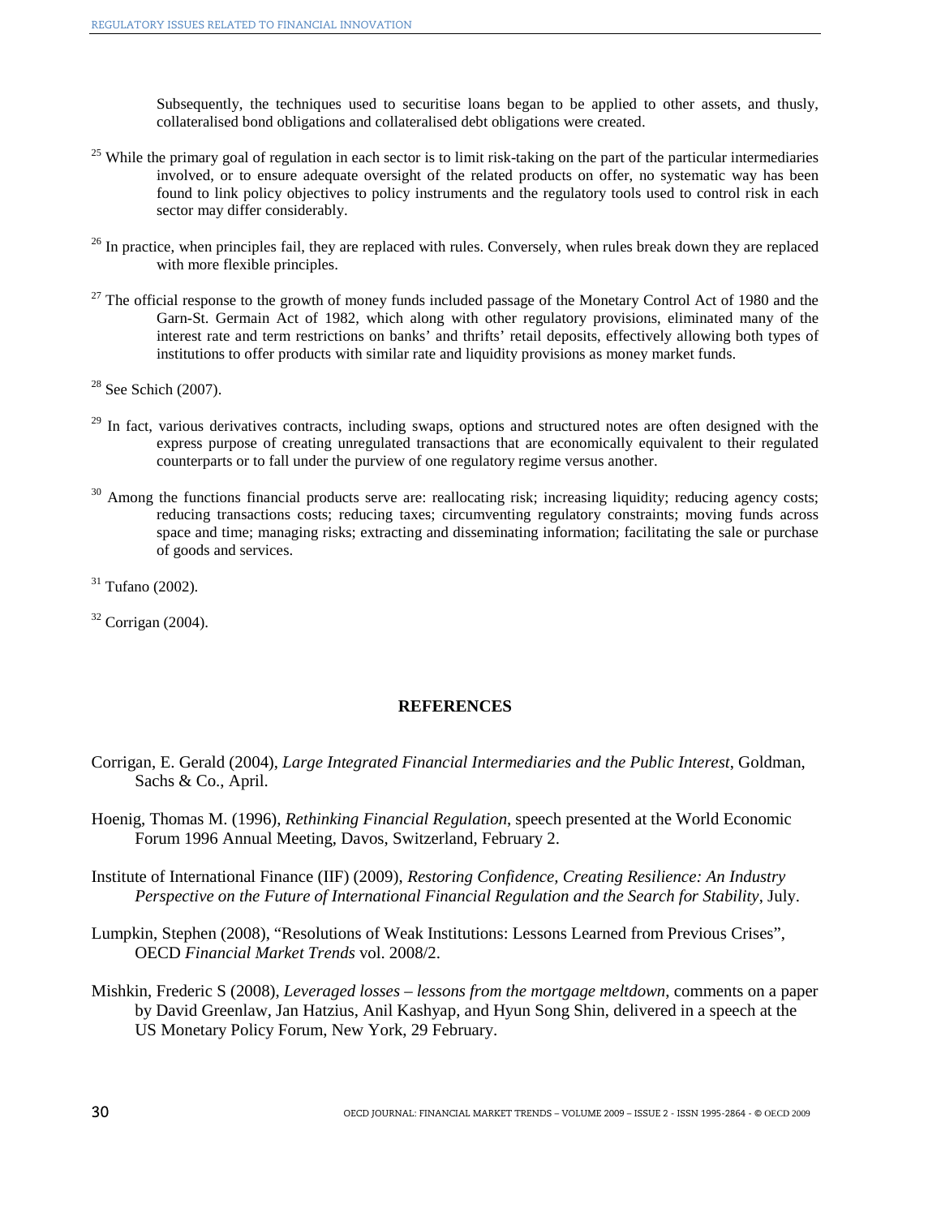Subsequently, the techniques used to securitise loans began to be applied to other assets, and thusly, collateralised bond obligations and collateralised debt obligations were created.

[25] While the primary goal of regulation in each sector is to limit risk-taking on the part of the particular intermediaries involved, or to ensure adequate oversight of the related products on offer, no systematic way has been found to link policy objectives to policy instruments and the regulatory tools used to control risk in each sector may differ considerably.

[26] In practice, when principles fail, they are replaced with rules. Conversely, when rules break down they are replaced with more flexible principles.

[27] The official response to the growth of money funds included passage of the Monetary Control Act of 1980 and the Garn-St. Germain Act of 1982, which along with other regulatory provisions, eliminated many of the interest rate and term restrictions on banks' and thrifts' retail deposits, effectively allowing both types of institutions to offer products with similar rate and liquidity provisions as money market funds.

[28] See Schich (2007).

[29] In fact, various derivatives contracts, including swaps, options and structured notes are often designed with the express purpose of creating unregulated transactions that are economically equivalent to their regulated counterparts or to fall under the purview of one regulatory regime versus another.

[30] Among the functions financial products serve are: reallocating risk; increasing liquidity; reducing agency costs; reducing transactions costs; reducing taxes; circumventing regulatory constraints; moving funds across space and time; managing risks; extracting and disseminating information; facilitating the sale or purchase of goods and services.

[31] Tufano (2002).

[32] Corrigan (2004).

## REFERENCES

Corrigan, E. Gerald (2004), *Large Integrated Financial Intermediaries and the Public Interest*, Goldman, Sachs & Co., April.

Hoenig, Thomas M. (1996), *Rethinking Financial Regulation*, speech presented at the World Economic Forum 1996 Annual Meeting, Davos, Switzerland, February 2.

Institute of International Finance (IIF) (2009), *Restoring Confidence, Creating Resilience: An Industry Perspective on the Future of International Financial Regulation and the Search for Stability*, July.

Lumpkin, Stephen (2008), "Resolutions of Weak Institutions: Lessons Learned from Previous Crises", OECD *Financial Market Trends* vol. 2008/2.

Mishkin, Frederic S (2008), *Leveraged losses – lessons from the mortgage meltdown*, comments on a paper by David Greenlaw, Jan Hatzius, Anil Kashyap, and Hyun Song Shin, delivered in a speech at the US Monetary Policy Forum, New York, 29 February.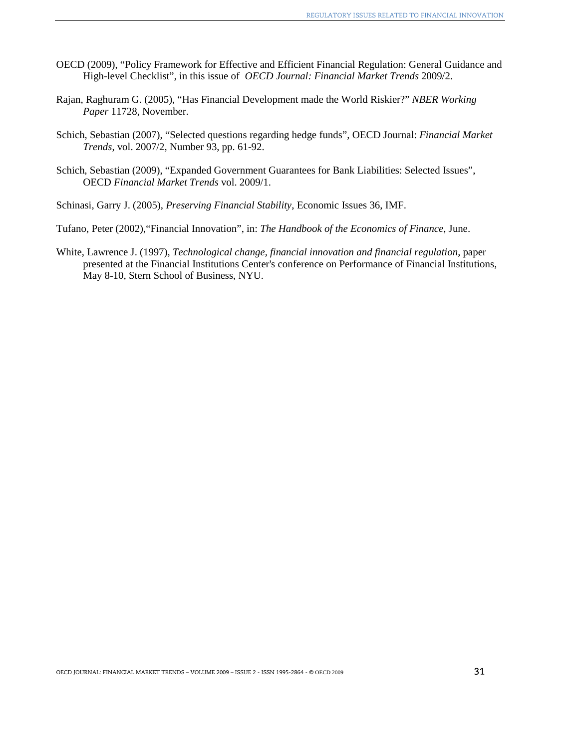OECD (2009), "Policy Framework for Effective and Efficient Financial Regulation: General Guidance and High-level Checklist", in this issue of *OECD Journal: Financial Market Trends* 2009/2.

Rajan, Raghuram G. (2005), "Has Financial Development made the World Riskier?" *NBER Working Paper* 11728, November.

Schich, Sebastian (2007), "Selected questions regarding hedge funds", OECD Journal: *Financial Market Trends*, vol. 2007/2, Number 93, pp. 61-92.

Schich, Sebastian (2009), "Expanded Government Guarantees for Bank Liabilities: Selected Issues", OECD *Financial Market Trends* vol. 2009/1.

Schinasi, Garry J. (2005), *Preserving Financial Stability*, Economic Issues 36, IMF.

Tufano, Peter (2002),"Financial Innovation", in: *The Handbook of the Economics of Finance*, June.

White, Lawrence J. (1997), *Technological change, financial innovation and financial regulation*, paper presented at the Financial Institutions Center's conference on Performance of Financial Institutions, May 8-10, Stern School of Business, NYU.